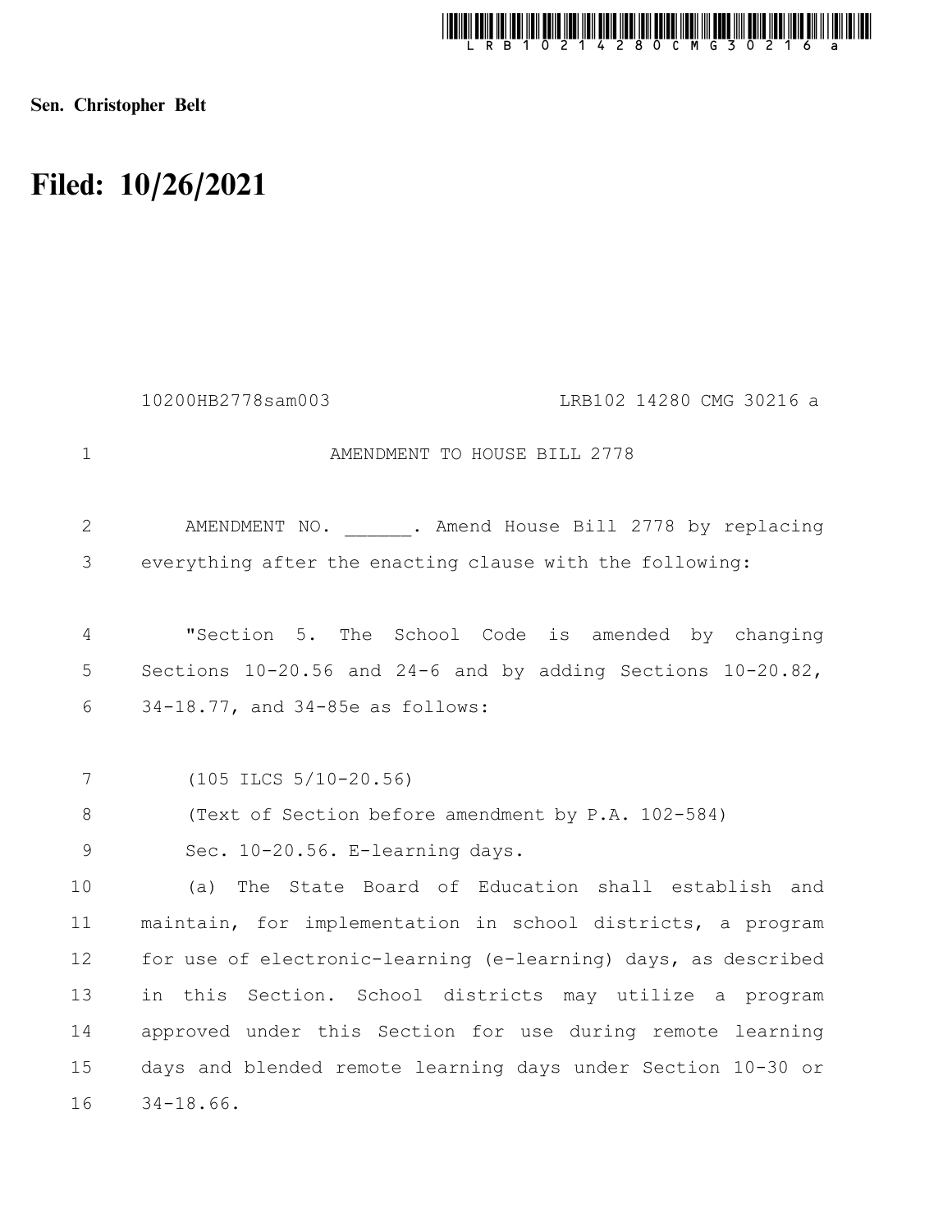**Sen. Christopher Belt**

# Filed: 10/26/2021

10200HB2778sam003 LRB102 14280 CMG 30216 a

AMENDMENT TO HOUSE BILL 2778

AMENDMENT NO. ______. Amend House Bill 2778 by replacing everything after the enacting clause with the following:

"Section 5. The School Code is amended by changing Sections 10-20.56 and 24-6 and by adding Sections 10-20.82, 34-18.77, and 34-85e as follows:

(105 ILCS 5/10-20.56)

(Text of Section before amendment by P.A. 102-584)

Sec. 10-20.56. E-learning days.

(a) The State Board of Education shall establish and maintain, for implementation in school districts, a program for use of electronic-learning (e-learning) days, as described in this Section. School districts may utilize a program approved under this Section for use during remote learning days and blended remote learning days under Section 10-30 or 34-18.66.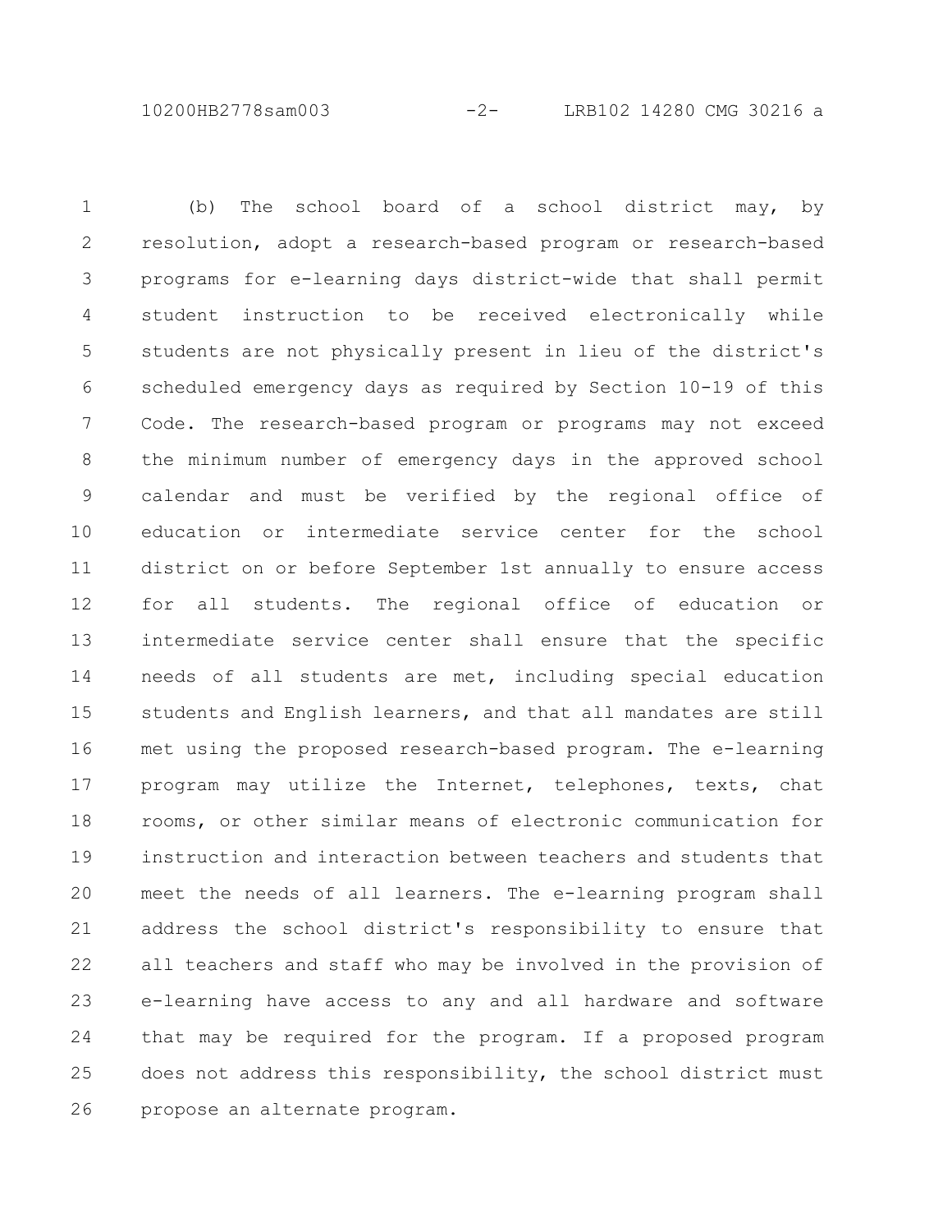(b) The school board of a school district may, by resolution, adopt a research-based program or research-based programs for e-learning days district-wide that shall permit student instruction to be received electronically while students are not physically present in lieu of the district's scheduled emergency days as required by Section 10-19 of this Code. The research-based program or programs may not exceed the minimum number of emergency days in the approved school calendar and must be verified by the regional office of education or intermediate service center for the school district on or before September 1st annually to ensure access for all students. The regional office of education or intermediate service center shall ensure that the specific needs of all students are met, including special education students and English learners, and that all mandates are still met using the proposed research-based program. The e-learning program may utilize the Internet, telephones, texts, chat rooms, or other similar means of electronic communication for instruction and interaction between teachers and students that meet the needs of all learners. The e-learning program shall address the school district's responsibility to ensure that all teachers and staff who may be involved in the provision of e-learning have access to any and all hardware and software that may be required for the program. If a proposed program does not address this responsibility, the school district must propose an alternate program.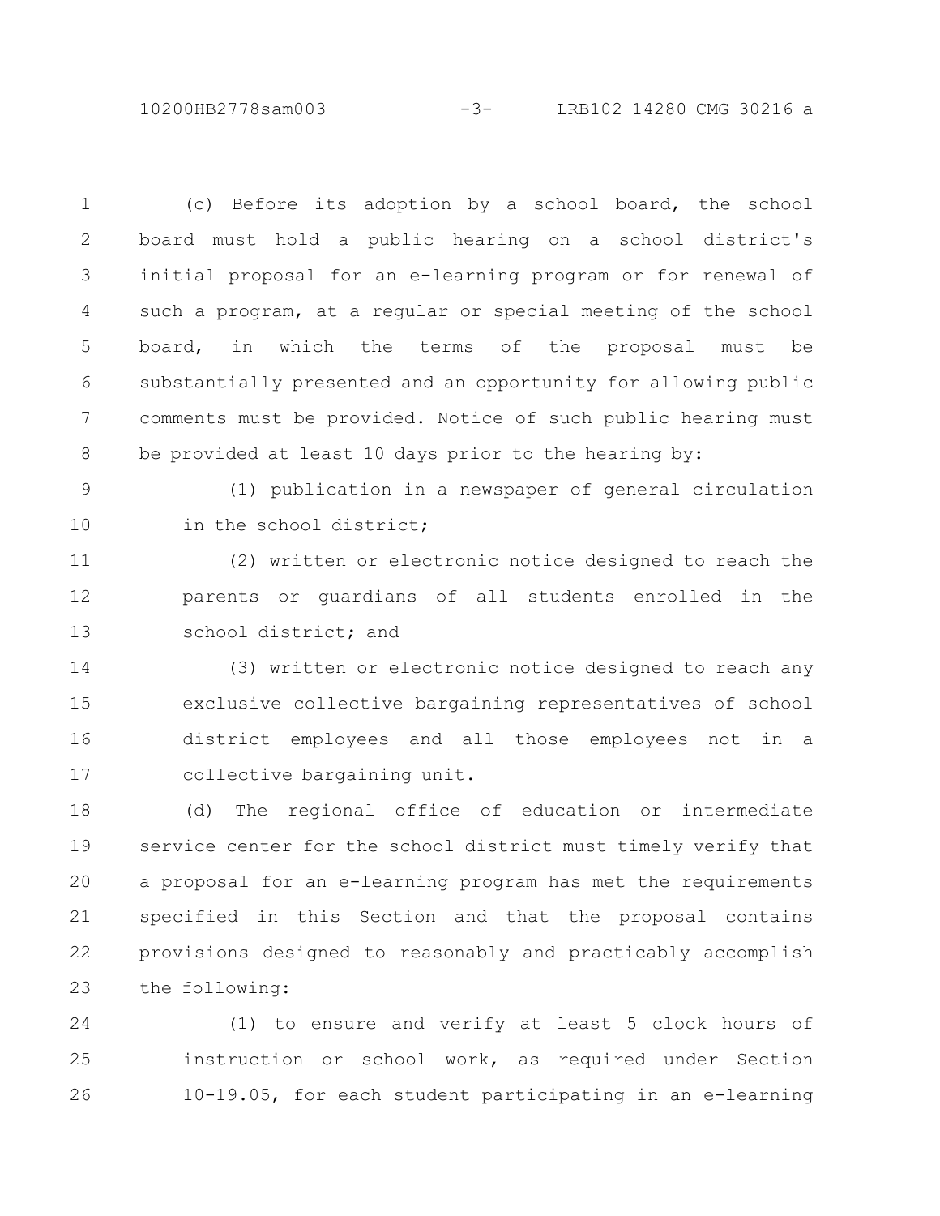(c) Before its adoption by a school board, the school board must hold a public hearing on a school district's initial proposal for an e-learning program or for renewal of such a program, at a regular or special meeting of the school board, in which the terms of the proposal must be substantially presented and an opportunity for allowing public comments must be provided. Notice of such public hearing must be provided at least 10 days prior to the hearing by:

(1) publication in a newspaper of general circulation in the school district;

(2) written or electronic notice designed to reach the parents or guardians of all students enrolled in the school district; and

(3) written or electronic notice designed to reach any exclusive collective bargaining representatives of school district employees and all those employees not in a collective bargaining unit.

(d) The regional office of education or intermediate service center for the school district must timely verify that a proposal for an e-learning program has met the requirements specified in this Section and that the proposal contains provisions designed to reasonably and practicably accomplish the following:

(1) to ensure and verify at least 5 clock hours of instruction or school work, as required under Section 10-19.05, for each student participating in an e-learning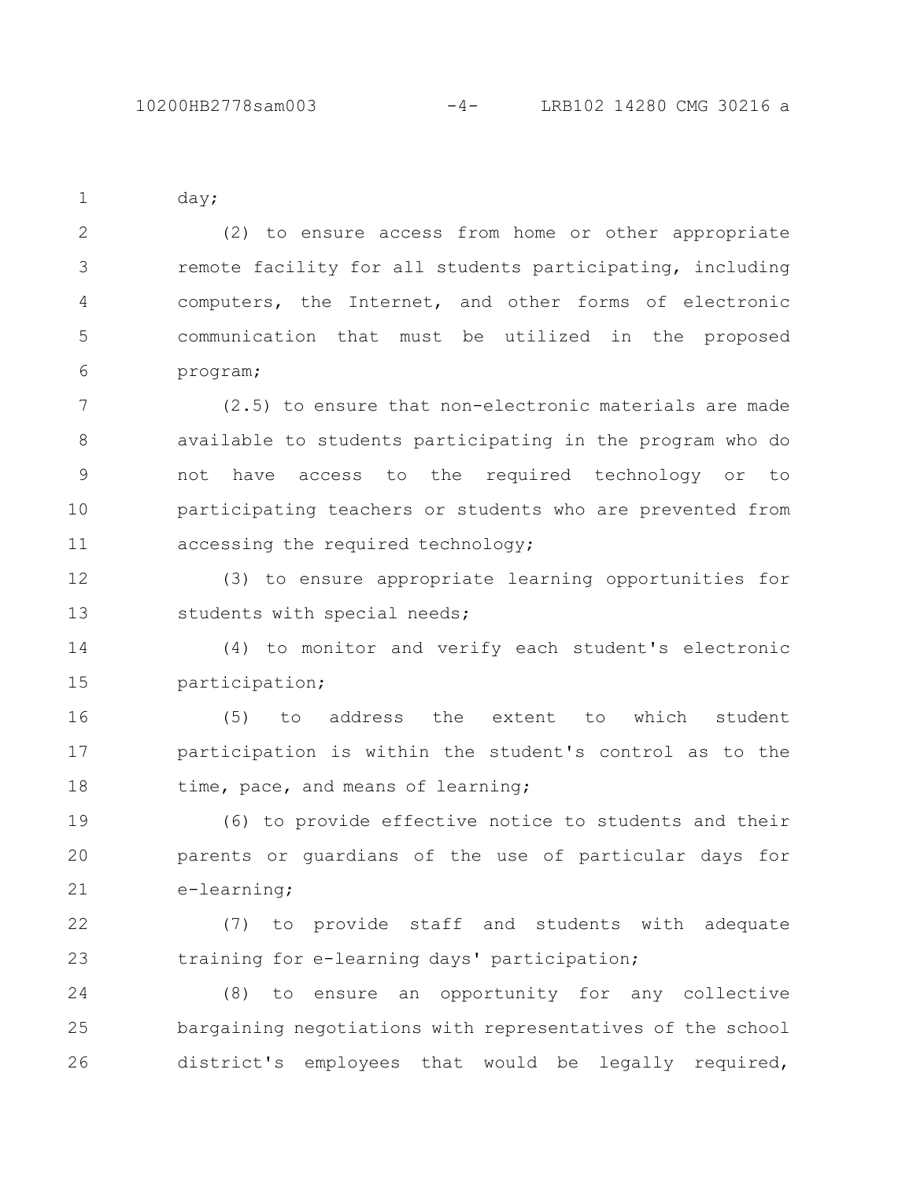day;

(2) to ensure access from home or other appropriate remote facility for all students participating, including computers, the Internet, and other forms of electronic communication that must be utilized in the proposed program;

(2.5) to ensure that non-electronic materials are made available to students participating in the program who do not have access to the required technology or to participating teachers or students who are prevented from accessing the required technology;

(3) to ensure appropriate learning opportunities for students with special needs;

(4) to monitor and verify each student's electronic participation;

(5) to address the extent to which student participation is within the student's control as to the time, pace, and means of learning;

(6) to provide effective notice to students and their parents or guardians of the use of particular days for e-learning;

(7) to provide staff and students with adequate training for e-learning days' participation;

(8) to ensure an opportunity for any collective bargaining negotiations with representatives of the school district's employees that would be legally required,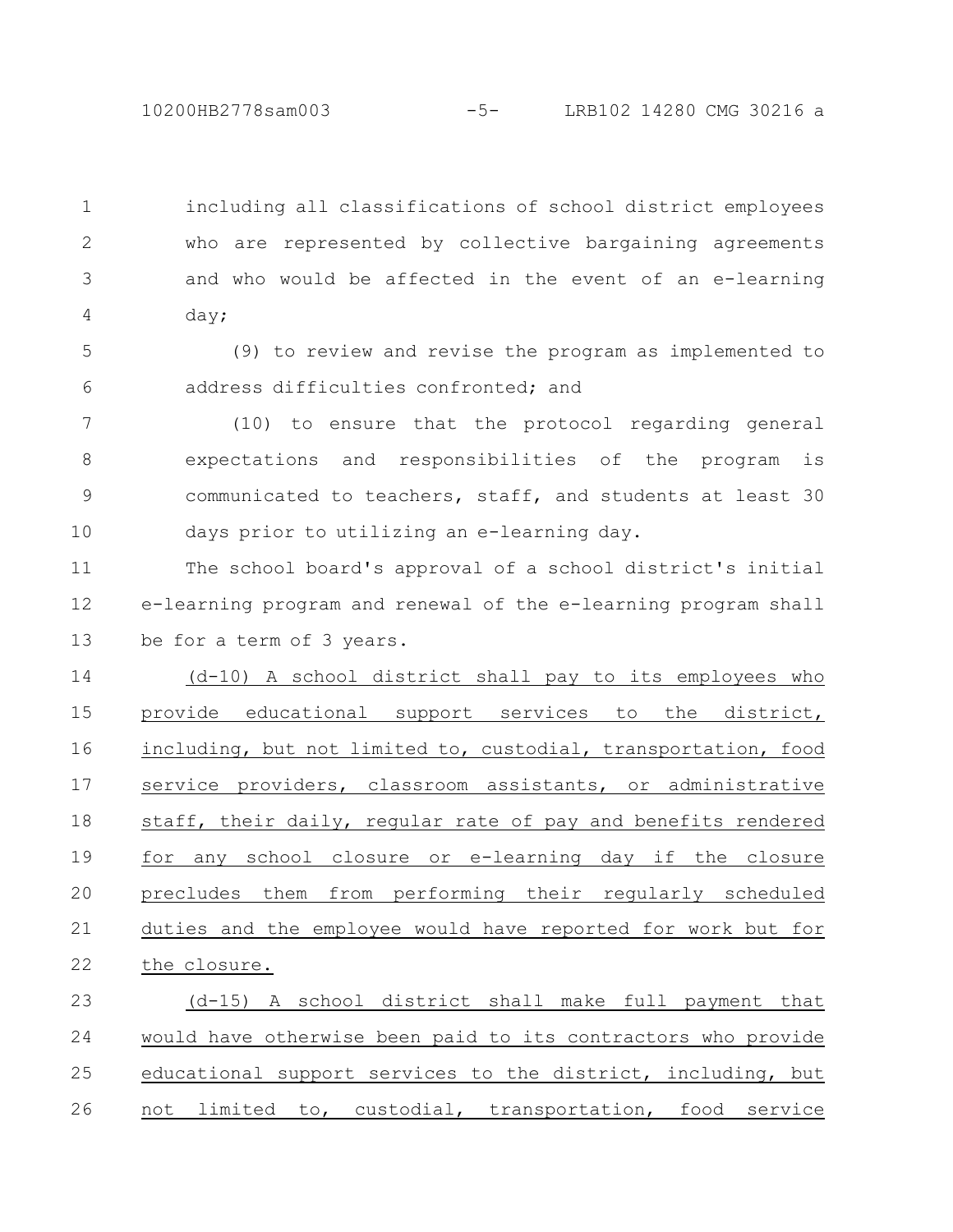including all classifications of school district employees who are represented by collective bargaining agreements and who would be affected in the event of an e-learning day;

(9) to review and revise the program as implemented to address difficulties confronted; and

(10) to ensure that the protocol regarding general expectations and responsibilities of the program is communicated to teachers, staff, and students at least 30 days prior to utilizing an e-learning day.

The school board's approval of a school district's initial e-learning program and renewal of the e-learning program shall be for a term of 3 years.

<u>(d-10) A school district shall pay to its employees who provide educational support services to the district, including, but not limited to, custodial, transportation, food service providers, classroom assistants, or administrative staff, their daily, regular rate of pay and benefits rendered for any school closure or e-learning day if the closure precludes them from performing their regularly scheduled duties and the employee would have reported for work but for the closure.</u>

<u>(d-15) A school district shall make full payment that would have otherwise been paid to its contractors who provide educational support services to the district, including, but not limited to, custodial, transportation, food service</u>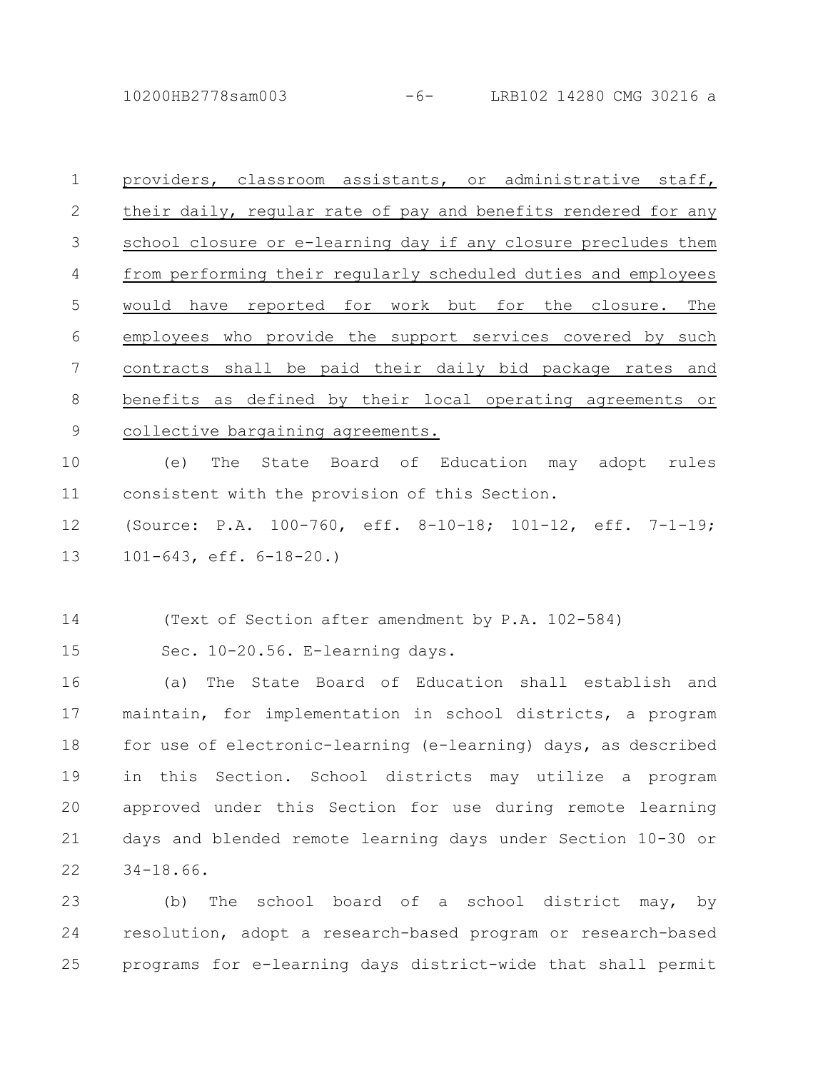providers, classroom assistants, or administrative staff, their daily, regular rate of pay and benefits rendered for any school closure or e-learning day if any closure precludes them from performing their regularly scheduled duties and employees would have reported for work but for the closure. The employees who provide the support services covered by such contracts shall be paid their daily bid package rates and benefits as defined by their local operating agreements or collective bargaining agreements.

(e) The State Board of Education may adopt rules consistent with the provision of this Section.

(Source: P.A. 100-760, eff. 8-10-18; 101-12, eff. 7-1-19; 101-643, eff. 6-18-20.)

(Text of Section after amendment by P.A. 102-584)

Sec. 10-20.56. E-learning days.

(a) The State Board of Education shall establish and maintain, for implementation in school districts, a program for use of electronic-learning (e-learning) days, as described in this Section. School districts may utilize a program approved under this Section for use during remote learning days and blended remote learning days under Section 10-30 or 34-18.66.

(b) The school board of a school district may, by resolution, adopt a research-based program or research-based programs for e-learning days district-wide that shall permit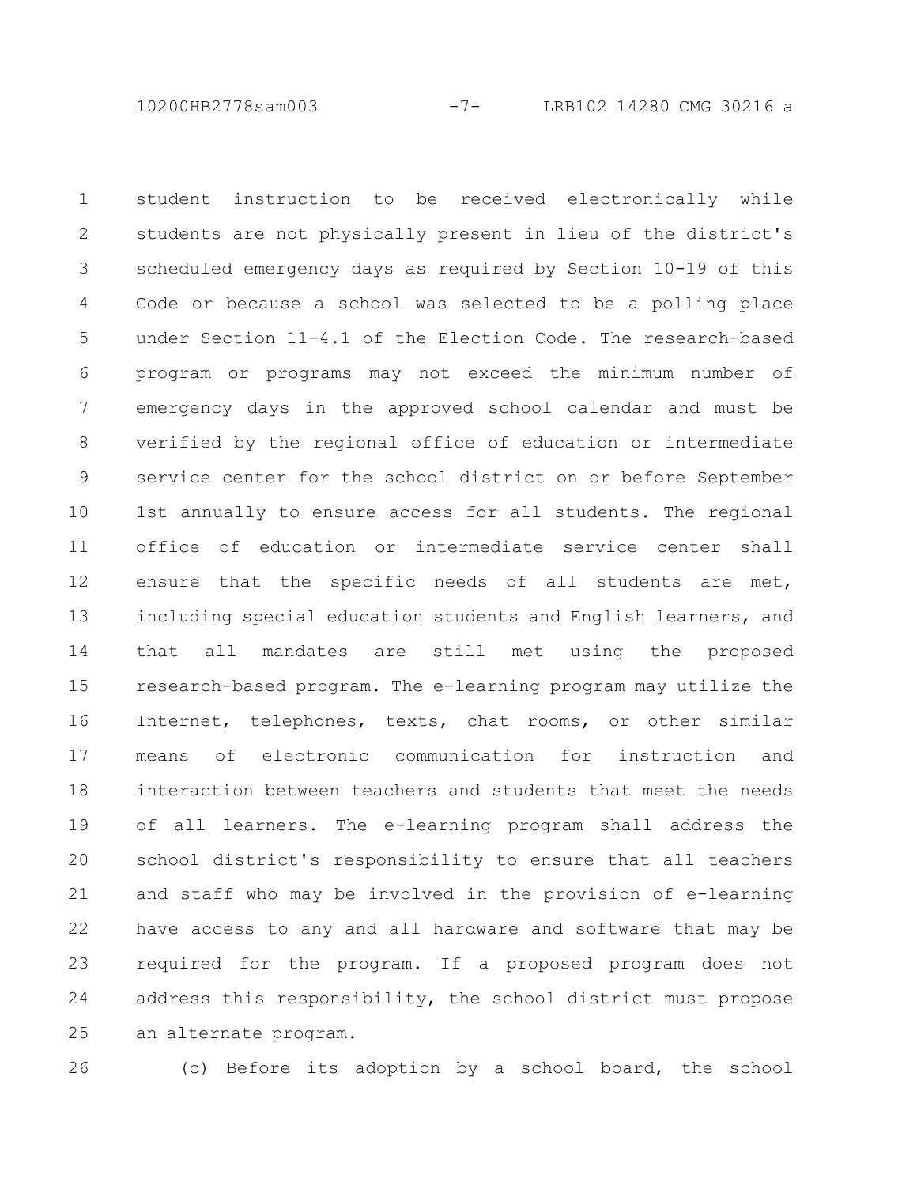student instruction to be received electronically while students are not physically present in lieu of the district's scheduled emergency days as required by Section 10-19 of this Code or because a school was selected to be a polling place under Section 11-4.1 of the Election Code. The research-based program or programs may not exceed the minimum number of emergency days in the approved school calendar and must be verified by the regional office of education or intermediate service center for the school district on or before September 1st annually to ensure access for all students. The regional office of education or intermediate service center shall ensure that the specific needs of all students are met, including special education students and English learners, and that all mandates are still met using the proposed research-based program. The e-learning program may utilize the Internet, telephones, texts, chat rooms, or other similar means of electronic communication for instruction and interaction between teachers and students that meet the needs of all learners. The e-learning program shall address the school district's responsibility to ensure that all teachers and staff who may be involved in the provision of e-learning have access to any and all hardware and software that may be required for the program. If a proposed program does not address this responsibility, the school district must propose an alternate program.

(c) Before its adoption by a school board, the school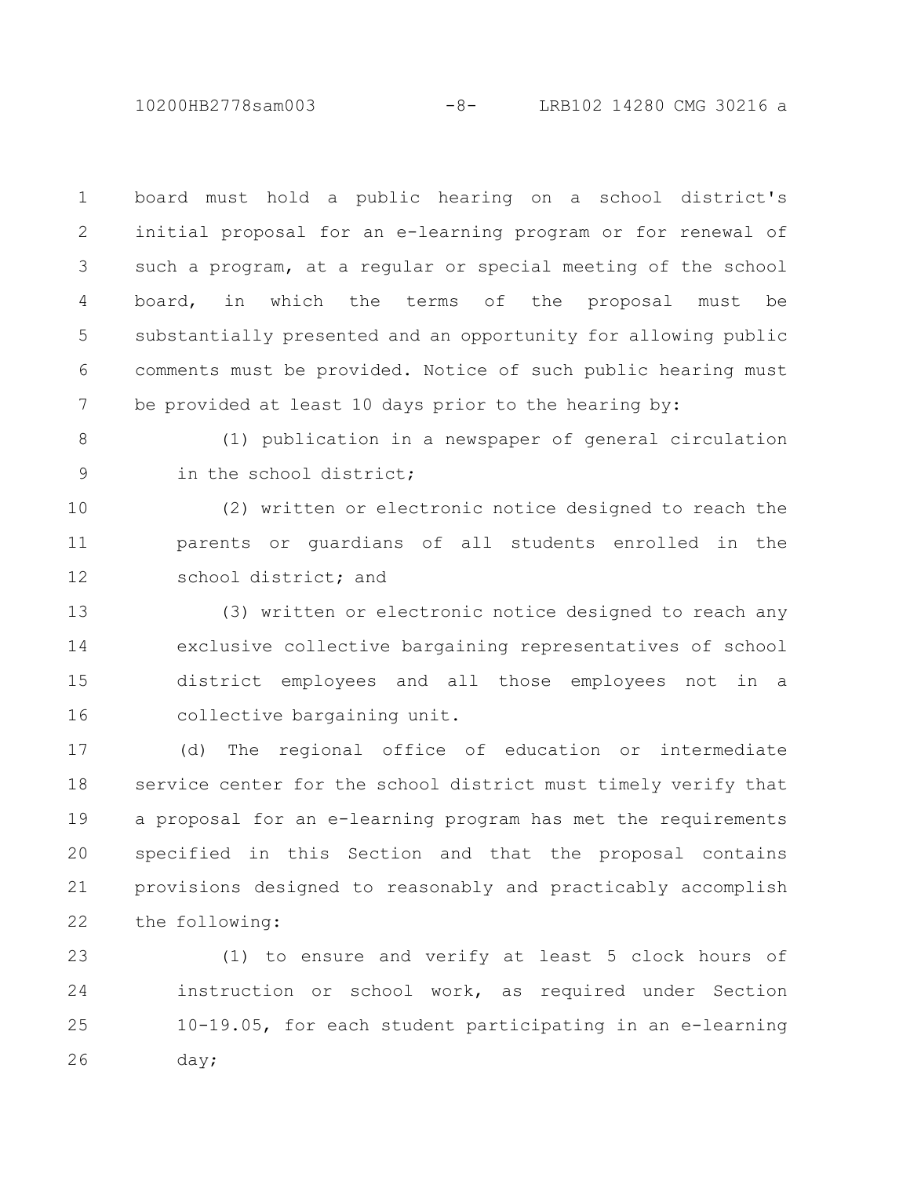board must hold a public hearing on a school district's initial proposal for an e-learning program or for renewal of such a program, at a regular or special meeting of the school board, in which the terms of the proposal must be substantially presented and an opportunity for allowing public comments must be provided. Notice of such public hearing must be provided at least 10 days prior to the hearing by:

(1) publication in a newspaper of general circulation in the school district;

(2) written or electronic notice designed to reach the parents or guardians of all students enrolled in the school district; and

(3) written or electronic notice designed to reach any exclusive collective bargaining representatives of school district employees and all those employees not in a collective bargaining unit.

(d) The regional office of education or intermediate service center for the school district must timely verify that a proposal for an e-learning program has met the requirements specified in this Section and that the proposal contains provisions designed to reasonably and practicably accomplish the following:

(1) to ensure and verify at least 5 clock hours of instruction or school work, as required under Section 10-19.05, for each student participating in an e-learning day;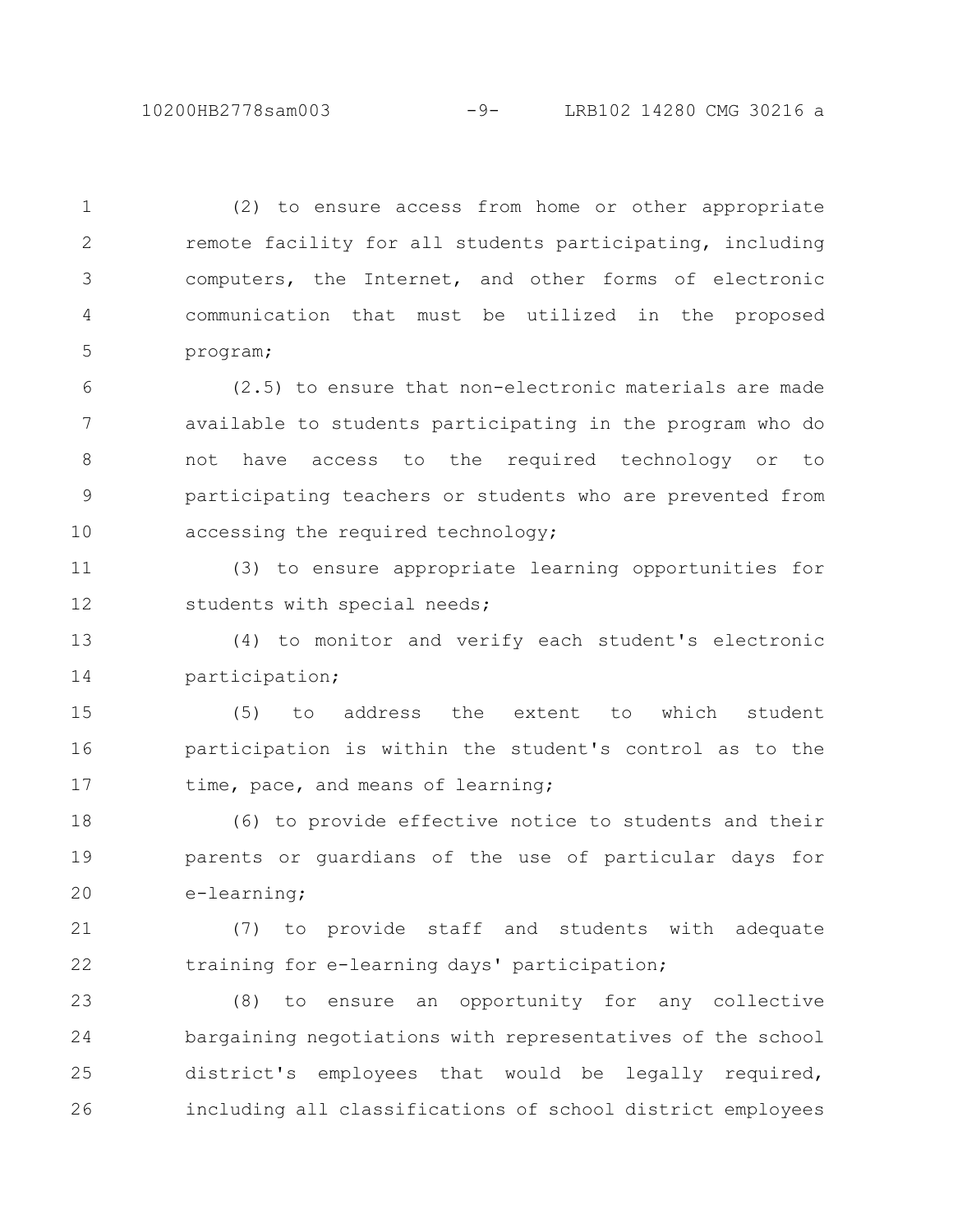(2) to ensure access from home or other appropriate remote facility for all students participating, including computers, the Internet, and other forms of electronic communication that must be utilized in the proposed program;

(2.5) to ensure that non-electronic materials are made available to students participating in the program who do not have access to the required technology or to participating teachers or students who are prevented from accessing the required technology;

(3) to ensure appropriate learning opportunities for students with special needs;

(4) to monitor and verify each student's electronic participation;

(5) to address the extent to which student participation is within the student's control as to the time, pace, and means of learning;

(6) to provide effective notice to students and their parents or guardians of the use of particular days for e-learning;

(7) to provide staff and students with adequate training for e-learning days' participation;

(8) to ensure an opportunity for any collective bargaining negotiations with representatives of the school district's employees that would be legally required, including all classifications of school district employees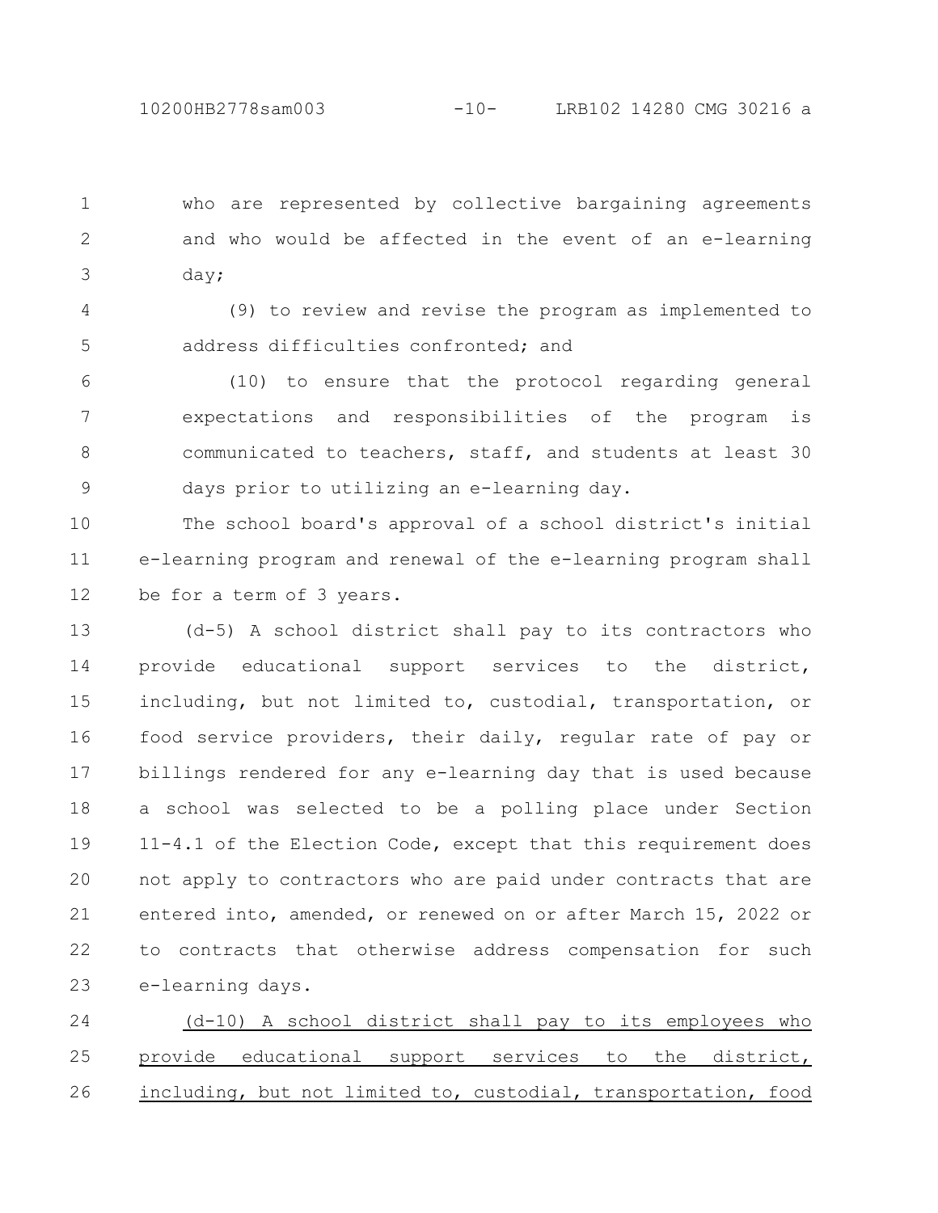who are represented by collective bargaining agreements and who would be affected in the event of an e-learning day;

(9) to review and revise the program as implemented to address difficulties confronted; and

(10) to ensure that the protocol regarding general expectations and responsibilities of the program is communicated to teachers, staff, and students at least 30 days prior to utilizing an e-learning day.

The school board's approval of a school district's initial e-learning program and renewal of the e-learning program shall be for a term of 3 years.

(d-5) A school district shall pay to its contractors who provide educational support services to the district, including, but not limited to, custodial, transportation, or food service providers, their daily, regular rate of pay or billings rendered for any e-learning day that is used because a school was selected to be a polling place under Section 11-4.1 of the Election Code, except that this requirement does not apply to contractors who are paid under contracts that are entered into, amended, or renewed on or after March 15, 2022 or to contracts that otherwise address compensation for such e-learning days.

(d-10) A school district shall pay to its employees who provide educational support services to the district, including, but not limited to, custodial, transportation, food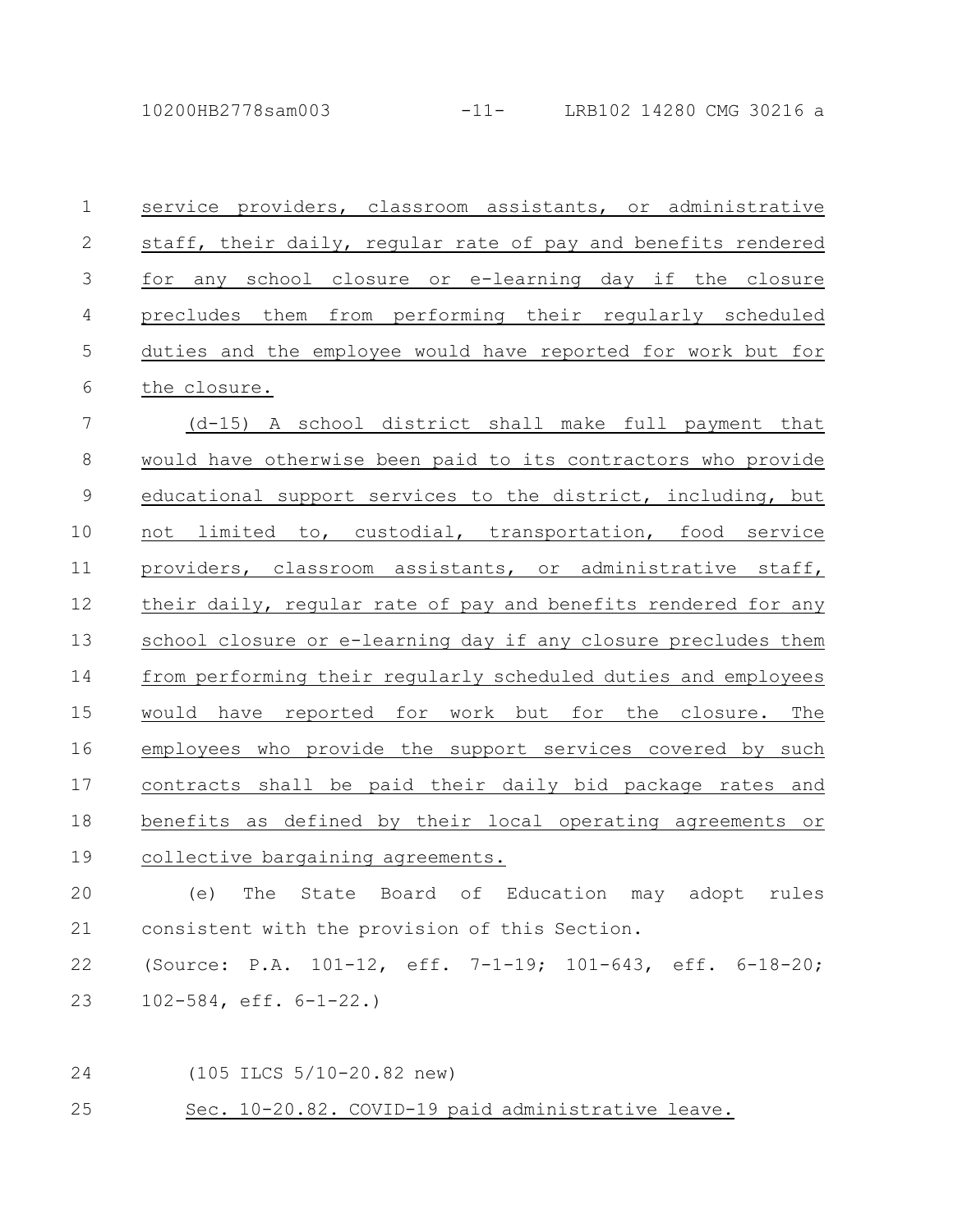service providers, classroom assistants, or administrative staff, their daily, regular rate of pay and benefits rendered for any school closure or e-learning day if the closure precludes them from performing their regularly scheduled duties and the employee would have reported for work but for the closure.

(d-15) A school district shall make full payment that would have otherwise been paid to its contractors who provide educational support services to the district, including, but not limited to, custodial, transportation, food service providers, classroom assistants, or administrative staff, their daily, regular rate of pay and benefits rendered for any school closure or e-learning day if any closure precludes them from performing their regularly scheduled duties and employees would have reported for work but for the closure. The employees who provide the support services covered by such contracts shall be paid their daily bid package rates and benefits as defined by their local operating agreements or collective bargaining agreements.

(e) The State Board of Education may adopt rules consistent with the provision of this Section.

(Source: P.A. 101-12, eff. 7-1-19; 101-643, eff. 6-18-20; 102-584, eff. 6-1-22.)

(105 ILCS 5/10-20.82 new)

Sec. 10-20.82. COVID-19 paid administrative leave.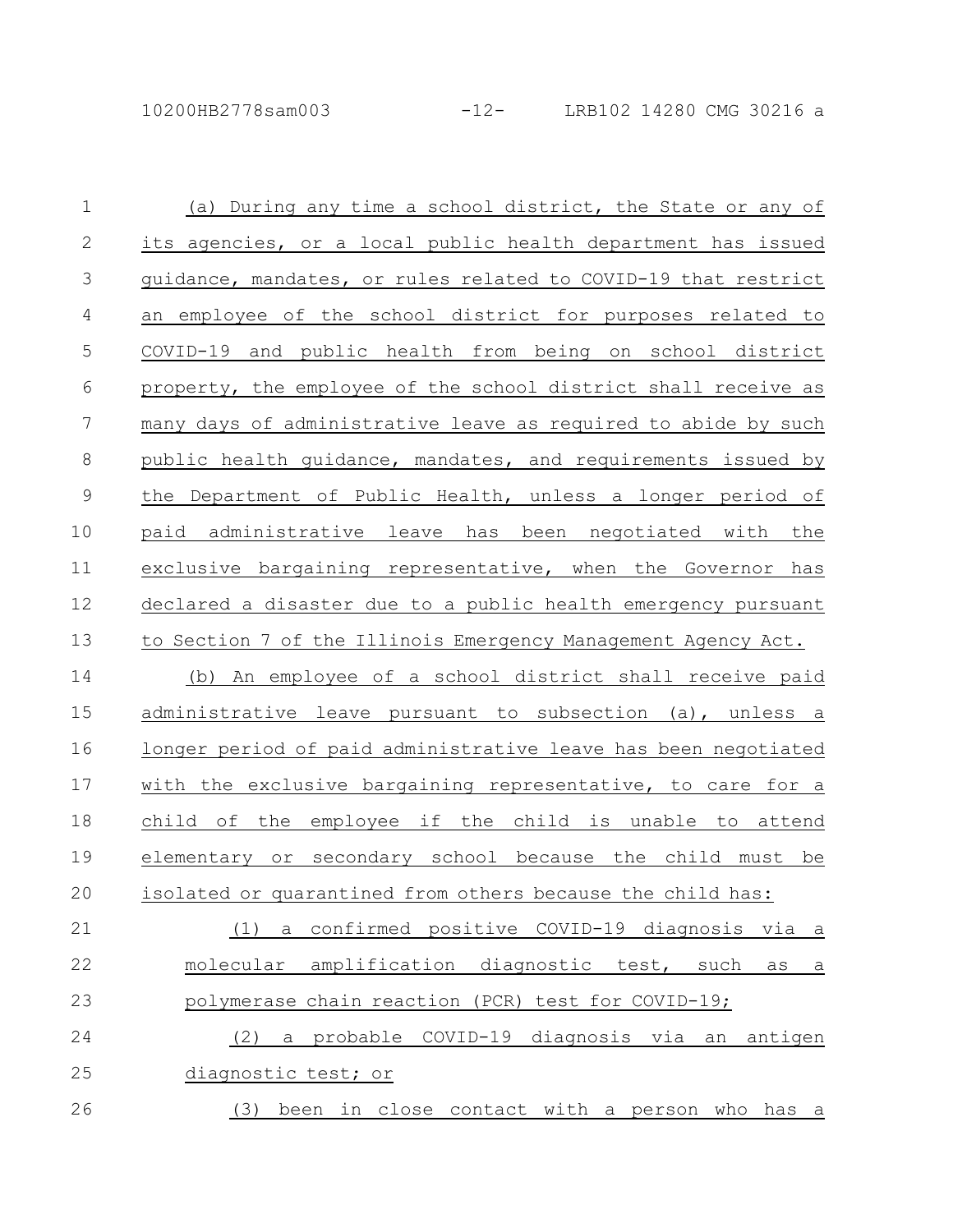(a) During any time a school district, the State or any of its agencies, or a local public health department has issued guidance, mandates, or rules related to COVID-19 that restrict an employee of the school district for purposes related to COVID-19 and public health from being on school district property, the employee of the school district shall receive as many days of administrative leave as required to abide by such public health guidance, mandates, and requirements issued by the Department of Public Health, unless a longer period of paid administrative leave has been negotiated with the exclusive bargaining representative, when the Governor has declared a disaster due to a public health emergency pursuant to Section 7 of the Illinois Emergency Management Agency Act.

(b) An employee of a school district shall receive paid administrative leave pursuant to subsection (a), unless a longer period of paid administrative leave has been negotiated with the exclusive bargaining representative, to care for a child of the employee if the child is unable to attend elementary or secondary school because the child must be isolated or quarantined from others because the child has:

(1) a confirmed positive COVID-19 diagnosis via a molecular amplification diagnostic test, such as a polymerase chain reaction (PCR) test for COVID-19;

(2) a probable COVID-19 diagnosis via an antigen diagnostic test; or

(3) been in close contact with a person who has a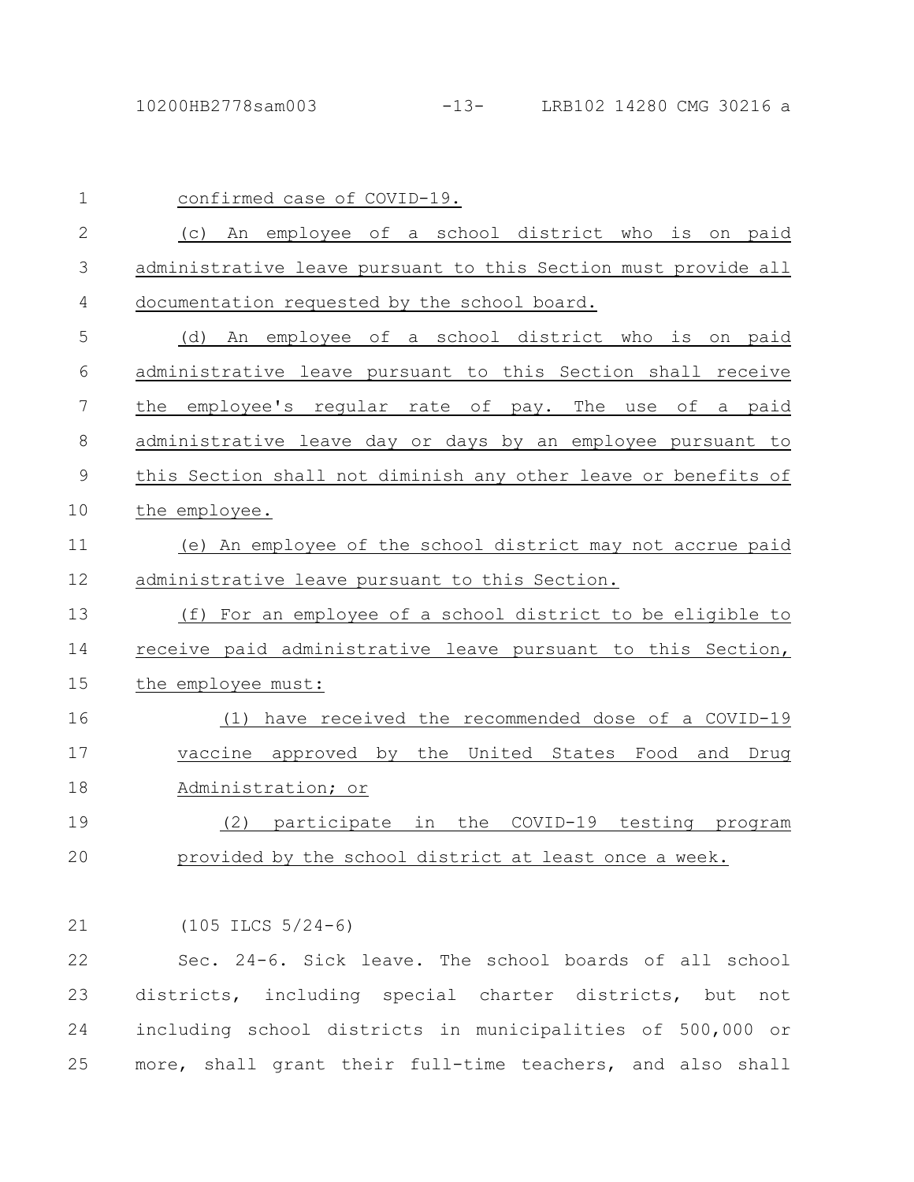confirmed case of COVID-19.

(c) An employee of a school district who is on paid administrative leave pursuant to this Section must provide all documentation requested by the school board.

(d) An employee of a school district who is on paid administrative leave pursuant to this Section shall receive the employee's regular rate of pay. The use of a paid administrative leave day or days by an employee pursuant to this Section shall not diminish any other leave or benefits of the employee.

(e) An employee of the school district may not accrue paid administrative leave pursuant to this Section.

(f) For an employee of a school district to be eligible to receive paid administrative leave pursuant to this Section, the employee must:

(1) have received the recommended dose of a COVID-19 vaccine approved by the United States Food and Drug Administration; or

(2) participate in the COVID-19 testing program provided by the school district at least once a week.

(105 ILCS 5/24-6)

Sec. 24-6. Sick leave. The school boards of all school districts, including special charter districts, but not including school districts in municipalities of 500,000 or more, shall grant their full-time teachers, and also shall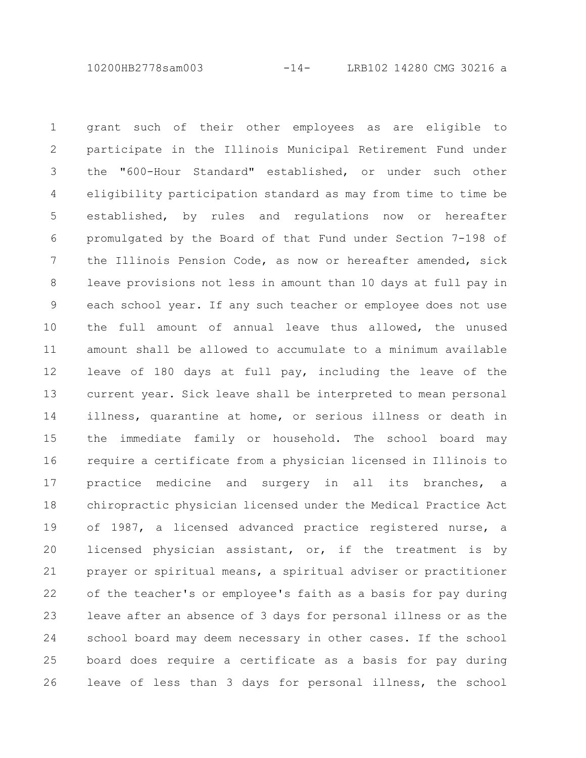grant such of their other employees as are eligible to participate in the Illinois Municipal Retirement Fund under the "600-Hour Standard" established, or under such other eligibility participation standard as may from time to time be established, by rules and regulations now or hereafter promulgated by the Board of that Fund under Section 7-198 of the Illinois Pension Code, as now or hereafter amended, sick leave provisions not less in amount than 10 days at full pay in each school year. If any such teacher or employee does not use the full amount of annual leave thus allowed, the unused amount shall be allowed to accumulate to a minimum available leave of 180 days at full pay, including the leave of the current year. Sick leave shall be interpreted to mean personal illness, quarantine at home, or serious illness or death in the immediate family or household. The school board may require a certificate from a physician licensed in Illinois to practice medicine and surgery in all its branches, a chiropractic physician licensed under the Medical Practice Act of 1987, a licensed advanced practice registered nurse, a licensed physician assistant, or, if the treatment is by prayer or spiritual means, a spiritual adviser or practitioner of the teacher's or employee's faith as a basis for pay during leave after an absence of 3 days for personal illness or as the school board may deem necessary in other cases. If the school board does require a certificate as a basis for pay during leave of less than 3 days for personal illness, the school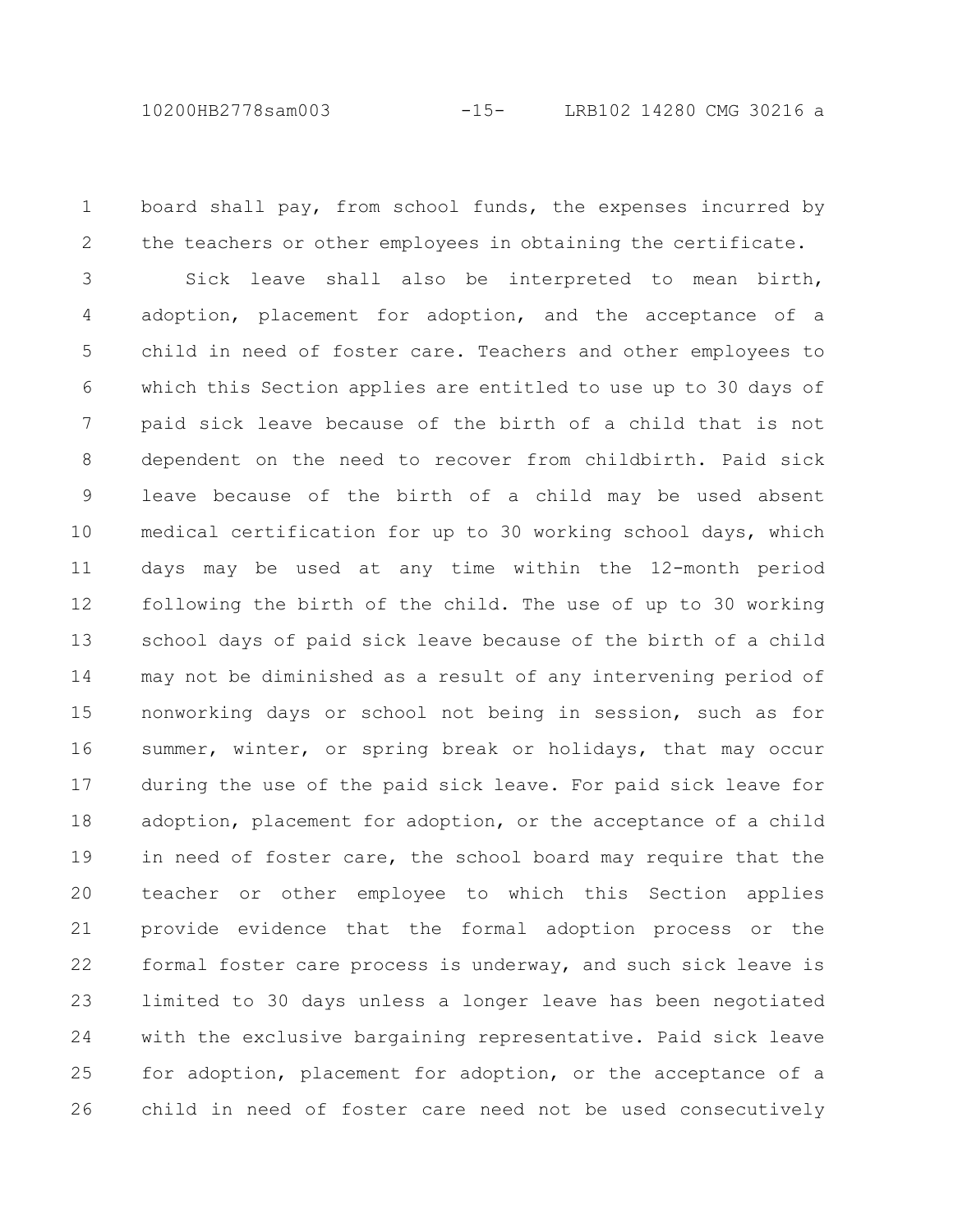board shall pay, from school funds, the expenses incurred by the teachers or other employees in obtaining the certificate.

Sick leave shall also be interpreted to mean birth, adoption, placement for adoption, and the acceptance of a child in need of foster care. Teachers and other employees to which this Section applies are entitled to use up to 30 days of paid sick leave because of the birth of a child that is not dependent on the need to recover from childbirth. Paid sick leave because of the birth of a child may be used absent medical certification for up to 30 working school days, which days may be used at any time within the 12-month period following the birth of the child. The use of up to 30 working school days of paid sick leave because of the birth of a child may not be diminished as a result of any intervening period of nonworking days or school not being in session, such as for summer, winter, or spring break or holidays, that may occur during the use of the paid sick leave. For paid sick leave for adoption, placement for adoption, or the acceptance of a child in need of foster care, the school board may require that the teacher or other employee to which this Section applies provide evidence that the formal adoption process or the formal foster care process is underway, and such sick leave is limited to 30 days unless a longer leave has been negotiated with the exclusive bargaining representative. Paid sick leave for adoption, placement for adoption, or the acceptance of a child in need of foster care need not be used consecutively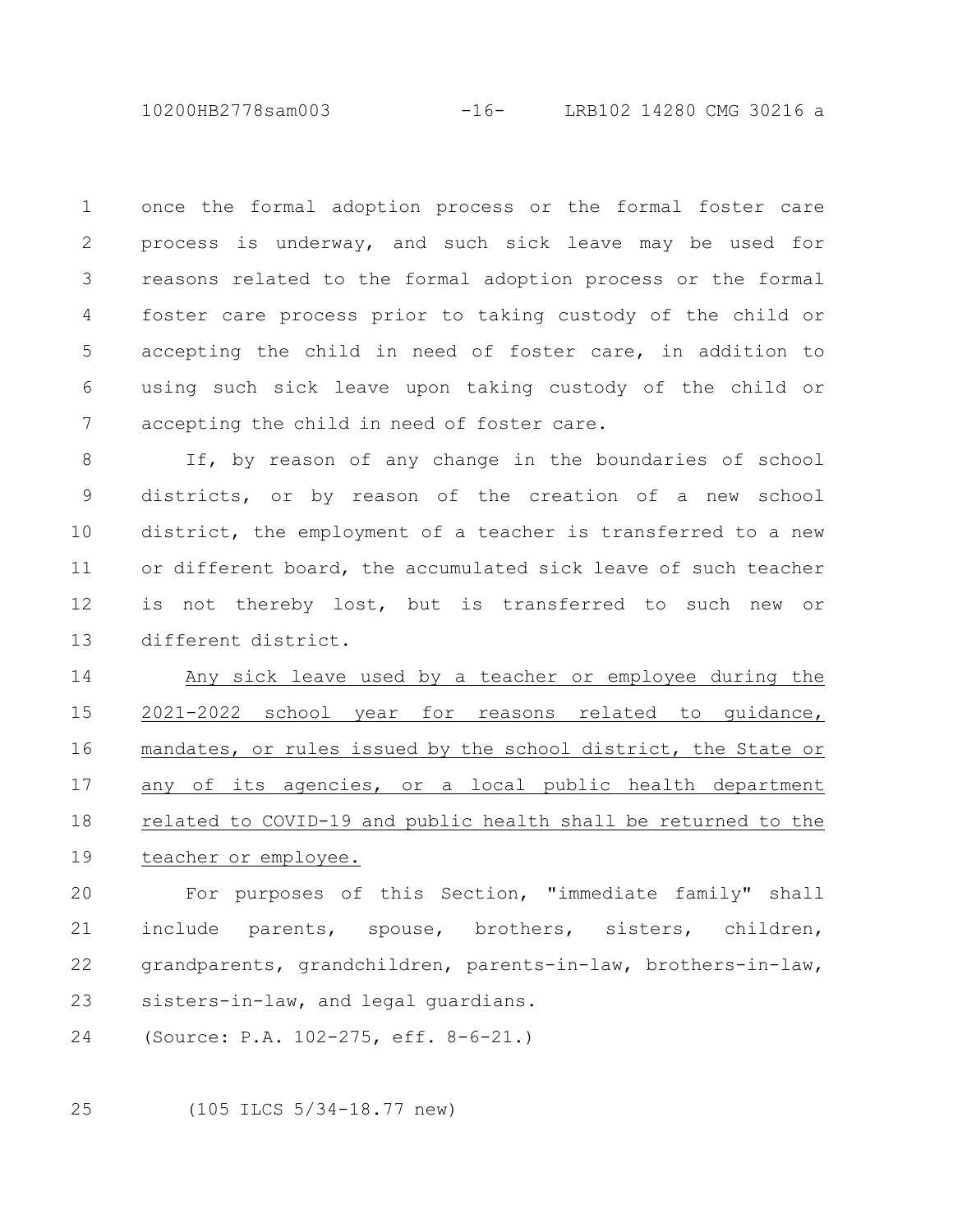once the formal adoption process or the formal foster care process is underway, and such sick leave may be used for reasons related to the formal adoption process or the formal foster care process prior to taking custody of the child or accepting the child in need of foster care, in addition to using such sick leave upon taking custody of the child or accepting the child in need of foster care.

If, by reason of any change in the boundaries of school districts, or by reason of the creation of a new school district, the employment of a teacher is transferred to a new or different board, the accumulated sick leave of such teacher is not thereby lost, but is transferred to such new or different district.

<u>Any sick leave used by a teacher or employee during the 2021-2022 school year for reasons related to guidance, mandates, or rules issued by the school district, the State or any of its agencies, or a local public health department related to COVID-19 and public health shall be returned to the teacher or employee.</u>

For purposes of this Section, "immediate family" shall include parents, spouse, brothers, sisters, children, grandparents, grandchildren, parents-in-law, brothers-in-law, sisters-in-law, and legal guardians.

(Source: P.A. 102-275, eff. 8-6-21.)

(105 ILCS 5/34-18.77 new)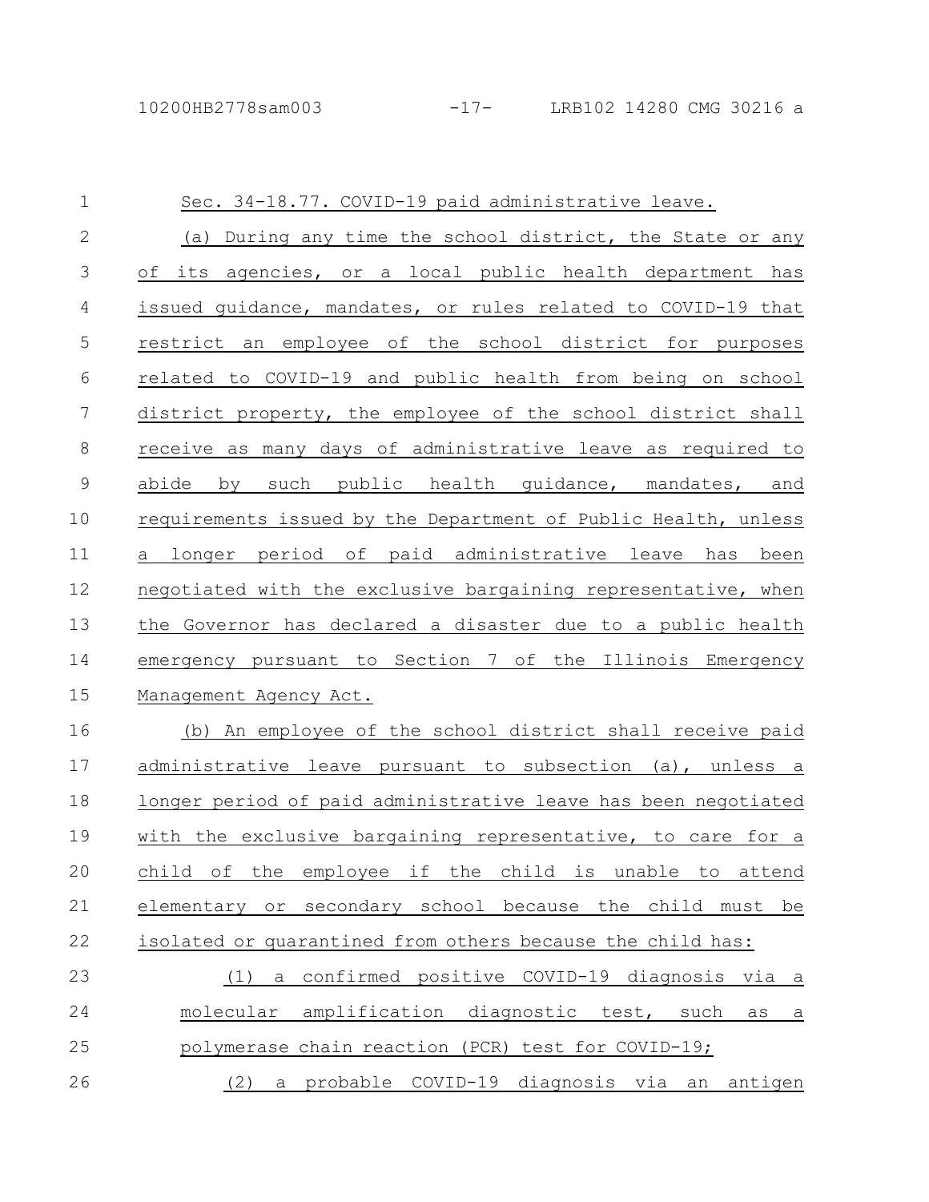Sec. 34-18.77. COVID-19 paid administrative leave.

(a) During any time the school district, the State or any of its agencies, or a local public health department has issued guidance, mandates, or rules related to COVID-19 that restrict an employee of the school district for purposes related to COVID-19 and public health from being on school district property, the employee of the school district shall receive as many days of administrative leave as required to abide by such public health guidance, mandates, and requirements issued by the Department of Public Health, unless a longer period of paid administrative leave has been negotiated with the exclusive bargaining representative, when the Governor has declared a disaster due to a public health emergency pursuant to Section 7 of the Illinois Emergency Management Agency Act.

(b) An employee of the school district shall receive paid administrative leave pursuant to subsection (a), unless a longer period of paid administrative leave has been negotiated with the exclusive bargaining representative, to care for a child of the employee if the child is unable to attend elementary or secondary school because the child must be isolated or quarantined from others because the child has:

(1) a confirmed positive COVID-19 diagnosis via a molecular amplification diagnostic test, such as a polymerase chain reaction (PCR) test for COVID-19;

(2) a probable COVID-19 diagnosis via an antigen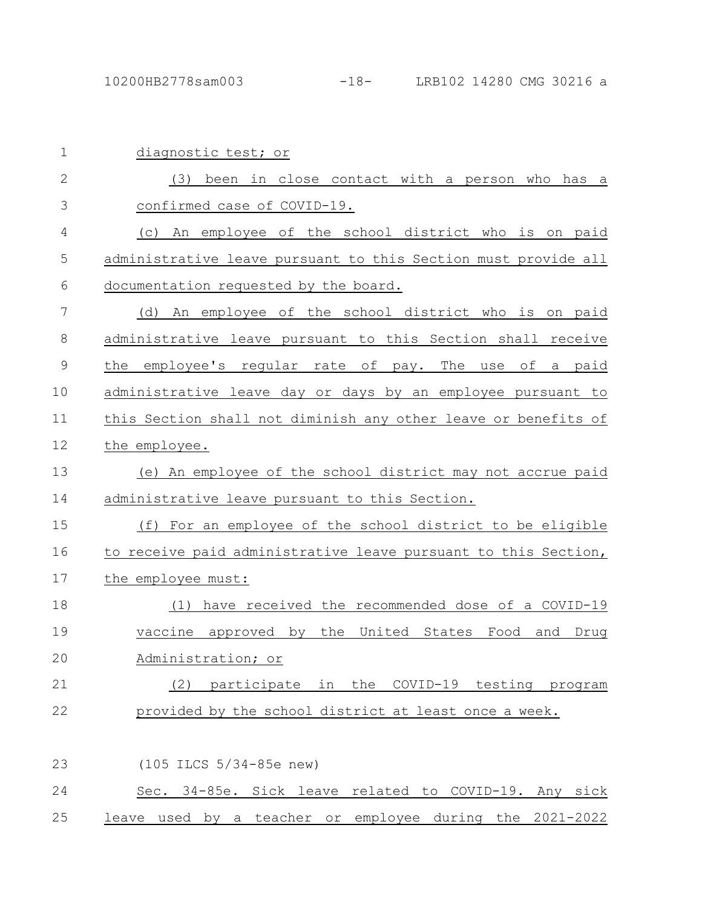diagnostic test; or

(3) been in close contact with a person who has a confirmed case of COVID-19.

(c) An employee of the school district who is on paid administrative leave pursuant to this Section must provide all documentation requested by the board.

(d) An employee of the school district who is on paid administrative leave pursuant to this Section shall receive the employee's regular rate of pay. The use of a paid administrative leave day or days by an employee pursuant to this Section shall not diminish any other leave or benefits of the employee.

(e) An employee of the school district may not accrue paid administrative leave pursuant to this Section.

(f) For an employee of the school district to be eligible to receive paid administrative leave pursuant to this Section, the employee must:

(1) have received the recommended dose of a COVID-19 vaccine approved by the United States Food and Drug Administration; or

(2) participate in the COVID-19 testing program provided by the school district at least once a week.

(105 ILCS 5/34-85e new)

Sec. 34-85e. Sick leave related to COVID-19. Any sick leave used by a teacher or employee during the 2021-2022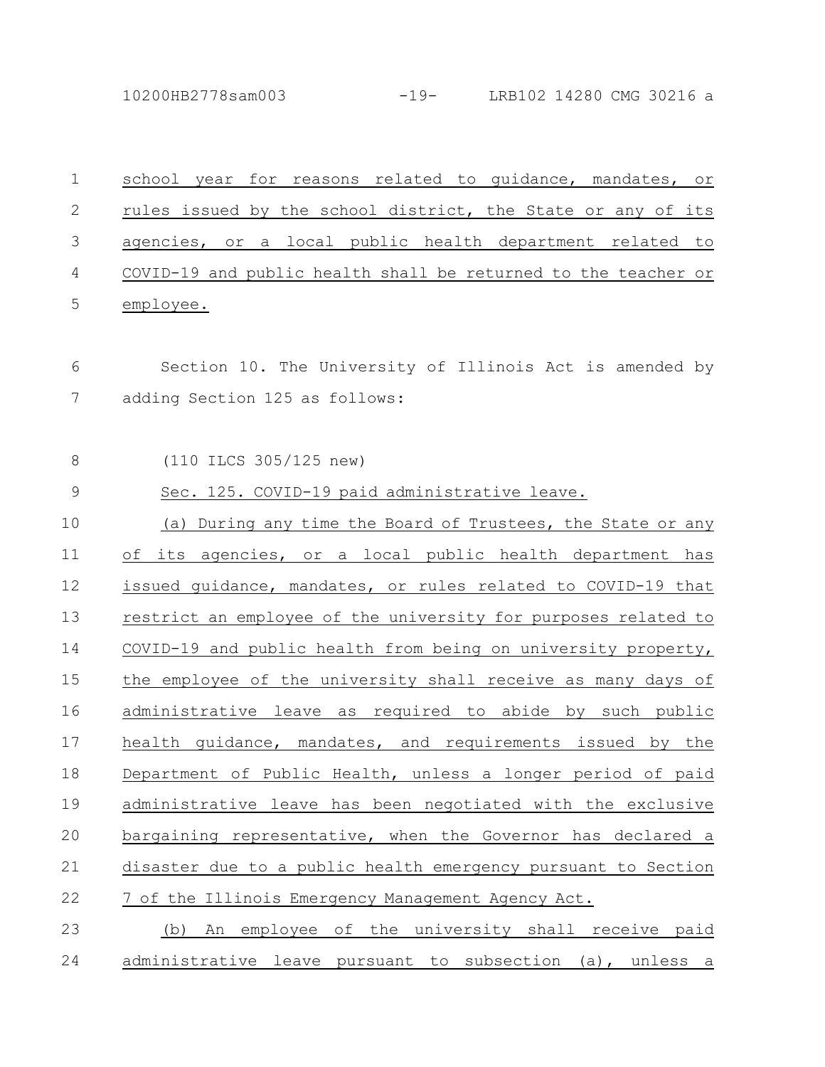school year for reasons related to guidance, mandates, or rules issued by the school district, the State or any of its agencies, or a local public health department related to COVID-19 and public health shall be returned to the teacher or employee.

Section 10. The University of Illinois Act is amended by adding Section 125 as follows:

(110 ILCS 305/125 new)

Sec. 125. COVID-19 paid administrative leave.

(a) During any time the Board of Trustees, the State or any of its agencies, or a local public health department has issued guidance, mandates, or rules related to COVID-19 that restrict an employee of the university for purposes related to COVID-19 and public health from being on university property, the employee of the university shall receive as many days of administrative leave as required to abide by such public health guidance, mandates, and requirements issued by the Department of Public Health, unless a longer period of paid administrative leave has been negotiated with the exclusive bargaining representative, when the Governor has declared a disaster due to a public health emergency pursuant to Section 7 of the Illinois Emergency Management Agency Act.

(b) An employee of the university shall receive paid administrative leave pursuant to subsection (a), unless a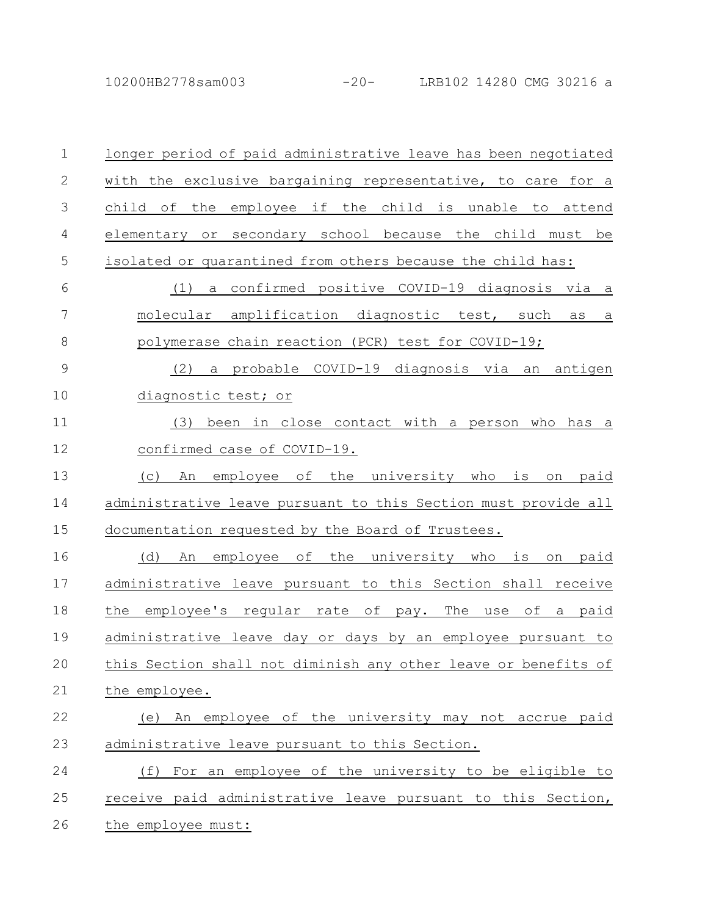longer period of paid administrative leave has been negotiated with the exclusive bargaining representative, to care for a child of the employee if the child is unable to attend elementary or secondary school because the child must be isolated or quarantined from others because the child has:

(1) a confirmed positive COVID-19 diagnosis via a molecular amplification diagnostic test, such as a polymerase chain reaction (PCR) test for COVID-19;

(2) a probable COVID-19 diagnosis via an antigen diagnostic test; or

(3) been in close contact with a person who has a confirmed case of COVID-19.

(c) An employee of the university who is on paid administrative leave pursuant to this Section must provide all documentation requested by the Board of Trustees.

(d) An employee of the university who is on paid administrative leave pursuant to this Section shall receive the employee's regular rate of pay. The use of a paid administrative leave day or days by an employee pursuant to this Section shall not diminish any other leave or benefits of the employee.

(e) An employee of the university may not accrue paid administrative leave pursuant to this Section.

(f) For an employee of the university to be eligible to receive paid administrative leave pursuant to this Section, the employee must: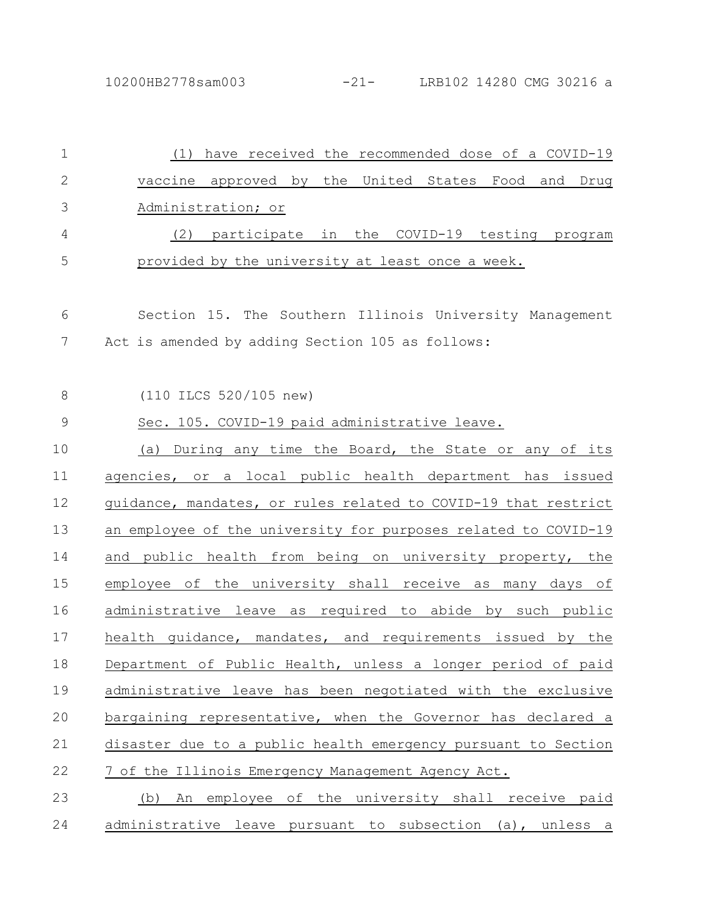(1) have received the recommended dose of a COVID-19 vaccine approved by the United States Food and Drug Administration; or

(2) participate in the COVID-19 testing program provided by the university at least once a week.

Section 15. The Southern Illinois University Management Act is amended by adding Section 105 as follows:

(110 ILCS 520/105 new)

Sec. 105. COVID-19 paid administrative leave.

(a) During any time the Board, the State or any of its agencies, or a local public health department has issued guidance, mandates, or rules related to COVID-19 that restrict an employee of the university for purposes related to COVID-19 and public health from being on university property, the employee of the university shall receive as many days of administrative leave as required to abide by such public health guidance, mandates, and requirements issued by the Department of Public Health, unless a longer period of paid administrative leave has been negotiated with the exclusive bargaining representative, when the Governor has declared a disaster due to a public health emergency pursuant to Section 7 of the Illinois Emergency Management Agency Act.

(b) An employee of the university shall receive paid administrative leave pursuant to subsection (a), unless a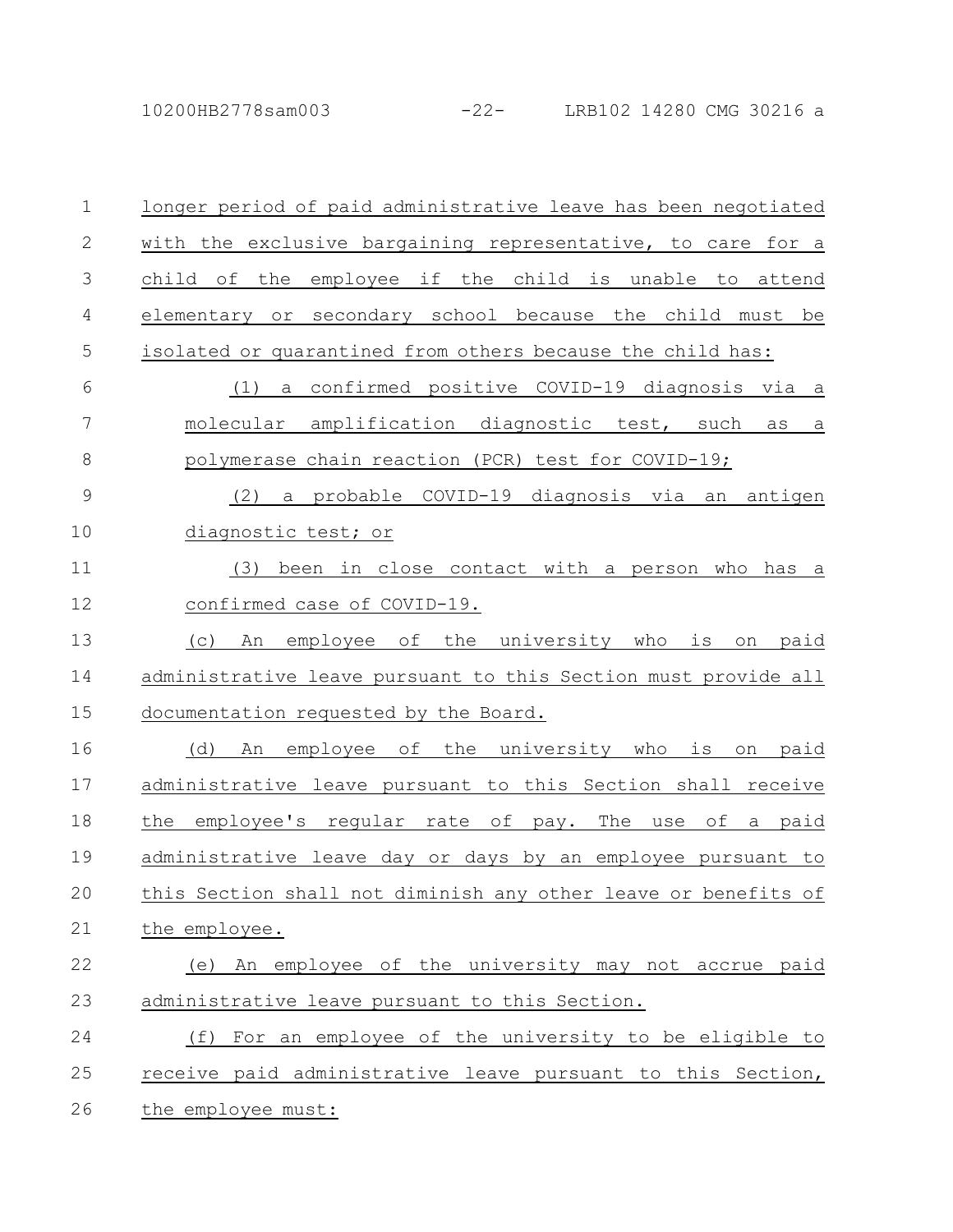longer period of paid administrative leave has been negotiated with the exclusive bargaining representative, to care for a child of the employee if the child is unable to attend elementary or secondary school because the child must be isolated or quarantined from others because the child has:

(1) a confirmed positive COVID-19 diagnosis via a molecular amplification diagnostic test, such as a polymerase chain reaction (PCR) test for COVID-19;

(2) a probable COVID-19 diagnosis via an antigen diagnostic test; or

(3) been in close contact with a person who has a confirmed case of COVID-19.

(c) An employee of the university who is on paid administrative leave pursuant to this Section must provide all documentation requested by the Board.

(d) An employee of the university who is on paid administrative leave pursuant to this Section shall receive the employee's regular rate of pay. The use of a paid administrative leave day or days by an employee pursuant to this Section shall not diminish any other leave or benefits of the employee.

(e) An employee of the university may not accrue paid administrative leave pursuant to this Section.

(f) For an employee of the university to be eligible to receive paid administrative leave pursuant to this Section, the employee must: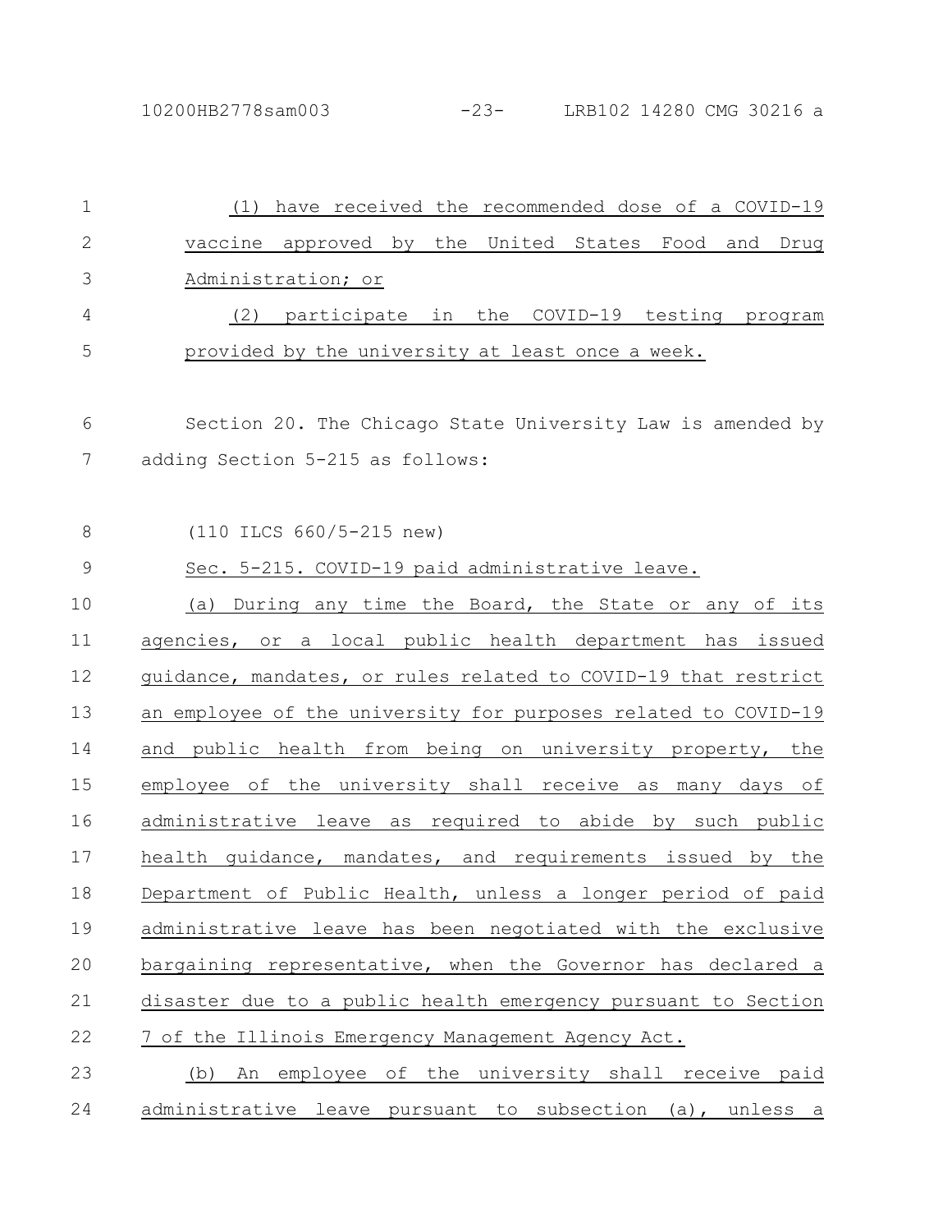(1) have received the recommended dose of a COVID-19 vaccine approved by the United States Food and Drug Administration; or

(2) participate in the COVID-19 testing program provided by the university at least once a week.

Section 20. The Chicago State University Law is amended by adding Section 5-215 as follows:

(110 ILCS 660/5-215 new)

Sec. 5-215. COVID-19 paid administrative leave.

(a) During any time the Board, the State or any of its agencies, or a local public health department has issued guidance, mandates, or rules related to COVID-19 that restrict an employee of the university for purposes related to COVID-19 and public health from being on university property, the employee of the university shall receive as many days of administrative leave as required to abide by such public health guidance, mandates, and requirements issued by the Department of Public Health, unless a longer period of paid administrative leave has been negotiated with the exclusive bargaining representative, when the Governor has declared a disaster due to a public health emergency pursuant to Section 7 of the Illinois Emergency Management Agency Act.

(b) An employee of the university shall receive paid administrative leave pursuant to subsection (a), unless a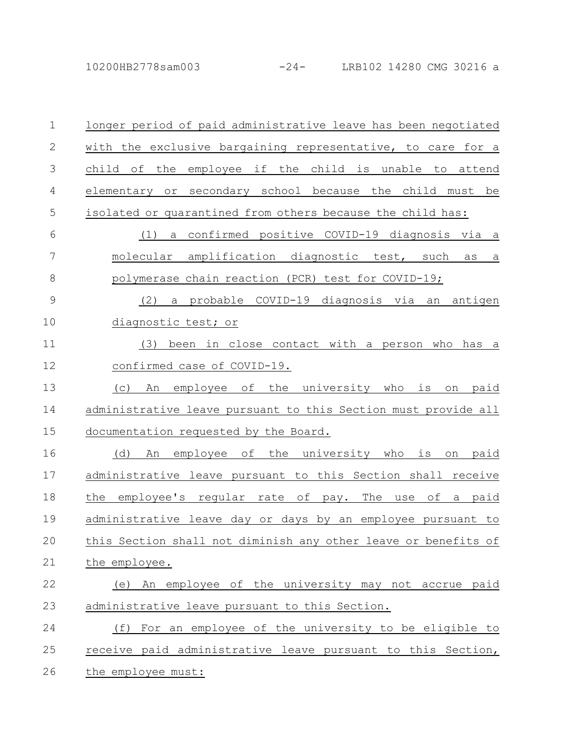longer period of paid administrative leave has been negotiated with the exclusive bargaining representative, to care for a child of the employee if the child is unable to attend elementary or secondary school because the child must be isolated or quarantined from others because the child has:

(1) a confirmed positive COVID-19 diagnosis via a molecular amplification diagnostic test, such as a polymerase chain reaction (PCR) test for COVID-19;

(2) a probable COVID-19 diagnosis via an antigen diagnostic test; or

(3) been in close contact with a person who has a confirmed case of COVID-19.

(c) An employee of the university who is on paid administrative leave pursuant to this Section must provide all documentation requested by the Board.

(d) An employee of the university who is on paid administrative leave pursuant to this Section shall receive the employee's regular rate of pay. The use of a paid administrative leave day or days by an employee pursuant to this Section shall not diminish any other leave or benefits of the employee.

(e) An employee of the university may not accrue paid administrative leave pursuant to this Section.

(f) For an employee of the university to be eligible to receive paid administrative leave pursuant to this Section, the employee must: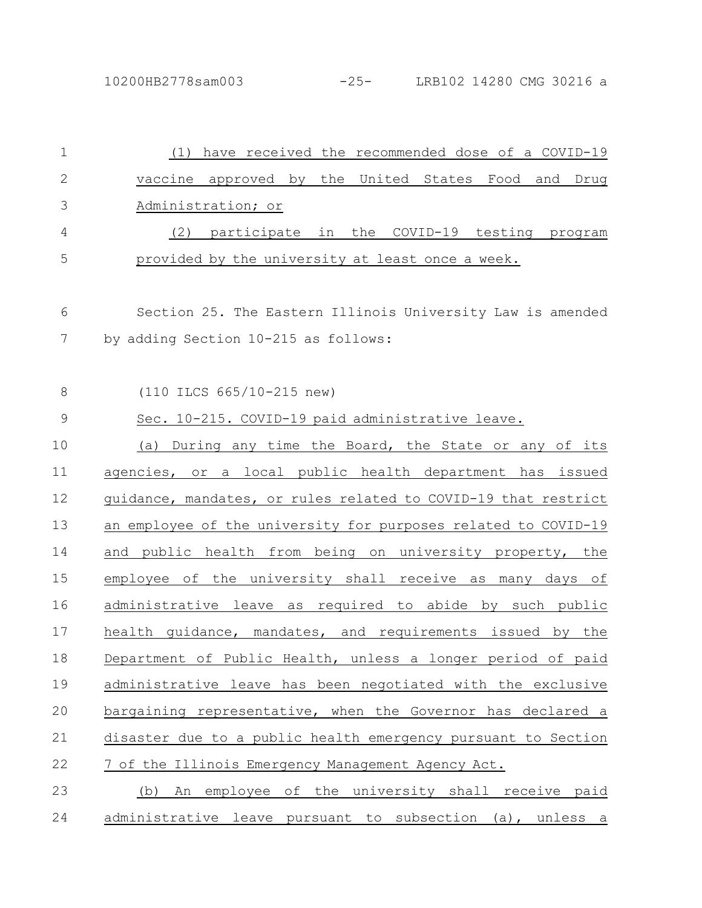(1) have received the recommended dose of a COVID-19 vaccine approved by the United States Food and Drug Administration; or

(2) participate in the COVID-19 testing program provided by the university at least once a week.

Section 25. The Eastern Illinois University Law is amended by adding Section 10-215 as follows:

(110 ILCS 665/10-215 new)

Sec. 10-215. COVID-19 paid administrative leave.

(a) During any time the Board, the State or any of its agencies, or a local public health department has issued guidance, mandates, or rules related to COVID-19 that restrict an employee of the university for purposes related to COVID-19 and public health from being on university property, the employee of the university shall receive as many days of administrative leave as required to abide by such public health guidance, mandates, and requirements issued by the Department of Public Health, unless a longer period of paid administrative leave has been negotiated with the exclusive bargaining representative, when the Governor has declared a disaster due to a public health emergency pursuant to Section 7 of the Illinois Emergency Management Agency Act.

(b) An employee of the university shall receive paid administrative leave pursuant to subsection (a), unless a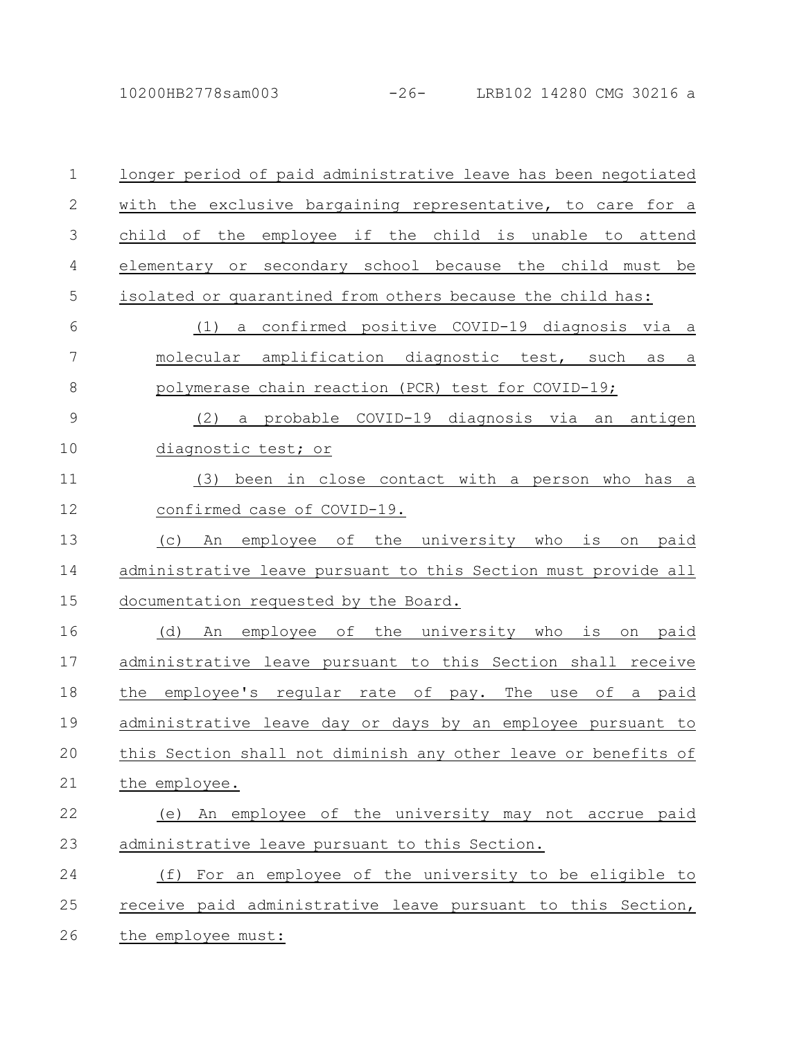longer period of paid administrative leave has been negotiated with the exclusive bargaining representative, to care for a child of the employee if the child is unable to attend elementary or secondary school because the child must be isolated or quarantined from others because the child has:

(1) a confirmed positive COVID-19 diagnosis via a molecular amplification diagnostic test, such as a polymerase chain reaction (PCR) test for COVID-19;

(2) a probable COVID-19 diagnosis via an antigen diagnostic test; or

(3) been in close contact with a person who has a confirmed case of COVID-19.

(c) An employee of the university who is on paid administrative leave pursuant to this Section must provide all documentation requested by the Board.

(d) An employee of the university who is on paid administrative leave pursuant to this Section shall receive the employee's regular rate of pay. The use of a paid administrative leave day or days by an employee pursuant to this Section shall not diminish any other leave or benefits of the employee.

(e) An employee of the university may not accrue paid administrative leave pursuant to this Section.

(f) For an employee of the university to be eligible to receive paid administrative leave pursuant to this Section, the employee must: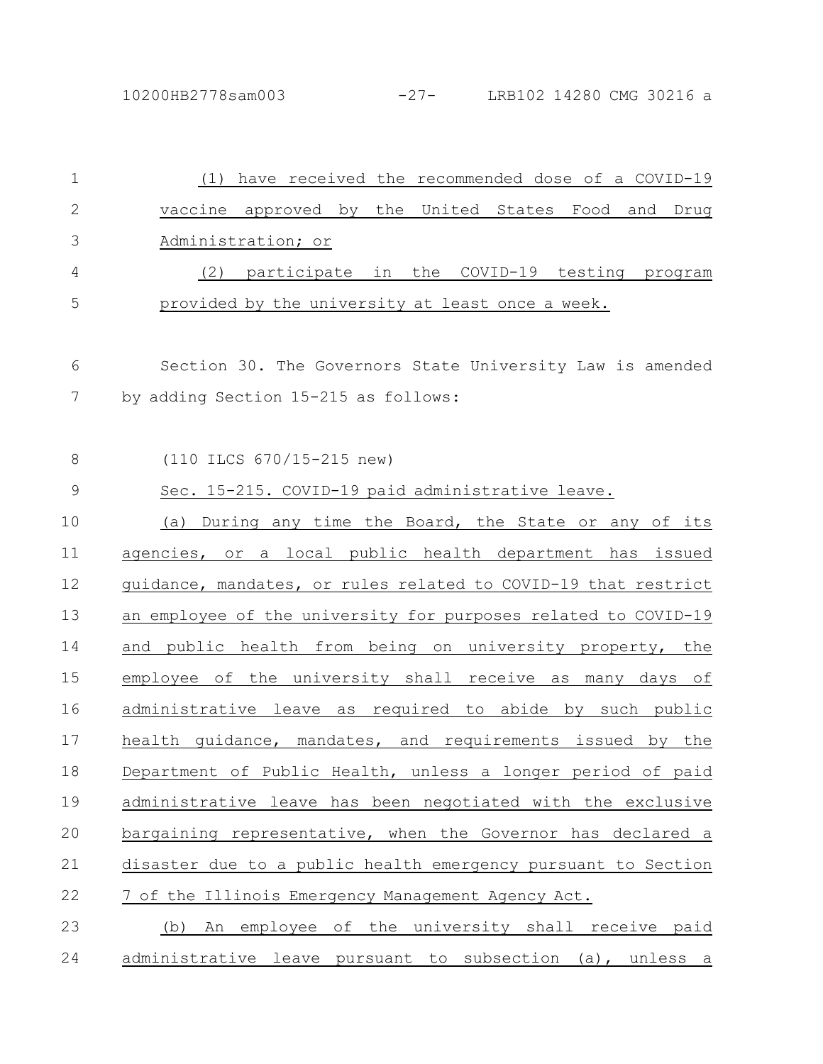(1) have received the recommended dose of a COVID-19 vaccine approved by the United States Food and Drug Administration; or

(2) participate in the COVID-19 testing program provided by the university at least once a week.

Section 30. The Governors State University Law is amended by adding Section 15-215 as follows:

(110 ILCS 670/15-215 new)

Sec. 15-215. COVID-19 paid administrative leave.

(a) During any time the Board, the State or any of its agencies, or a local public health department has issued guidance, mandates, or rules related to COVID-19 that restrict an employee of the university for purposes related to COVID-19 and public health from being on university property, the employee of the university shall receive as many days of administrative leave as required to abide by such public health guidance, mandates, and requirements issued by the Department of Public Health, unless a longer period of paid administrative leave has been negotiated with the exclusive bargaining representative, when the Governor has declared a disaster due to a public health emergency pursuant to Section 7 of the Illinois Emergency Management Agency Act.

(b) An employee of the university shall receive paid administrative leave pursuant to subsection (a), unless a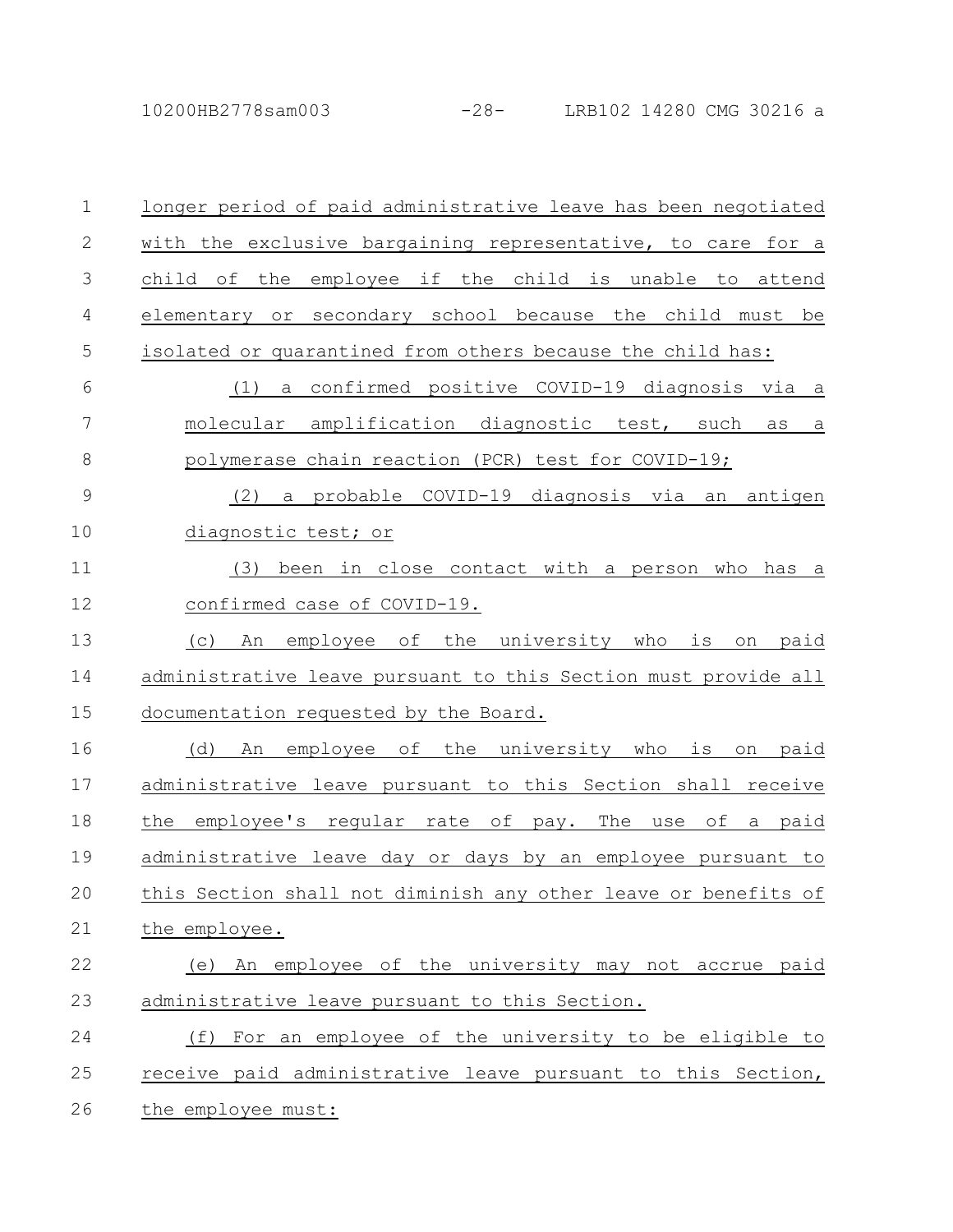longer period of paid administrative leave has been negotiated with the exclusive bargaining representative, to care for a child of the employee if the child is unable to attend elementary or secondary school because the child must be isolated or quarantined from others because the child has:

(1) a confirmed positive COVID-19 diagnosis via a molecular amplification diagnostic test, such as a polymerase chain reaction (PCR) test for COVID-19;

(2) a probable COVID-19 diagnosis via an antigen diagnostic test; or

(3) been in close contact with a person who has a confirmed case of COVID-19.

(c) An employee of the university who is on paid administrative leave pursuant to this Section must provide all documentation requested by the Board.

(d) An employee of the university who is on paid administrative leave pursuant to this Section shall receive the employee's regular rate of pay. The use of a paid administrative leave day or days by an employee pursuant to this Section shall not diminish any other leave or benefits of the employee.

(e) An employee of the university may not accrue paid administrative leave pursuant to this Section.

(f) For an employee of the university to be eligible to receive paid administrative leave pursuant to this Section, the employee must: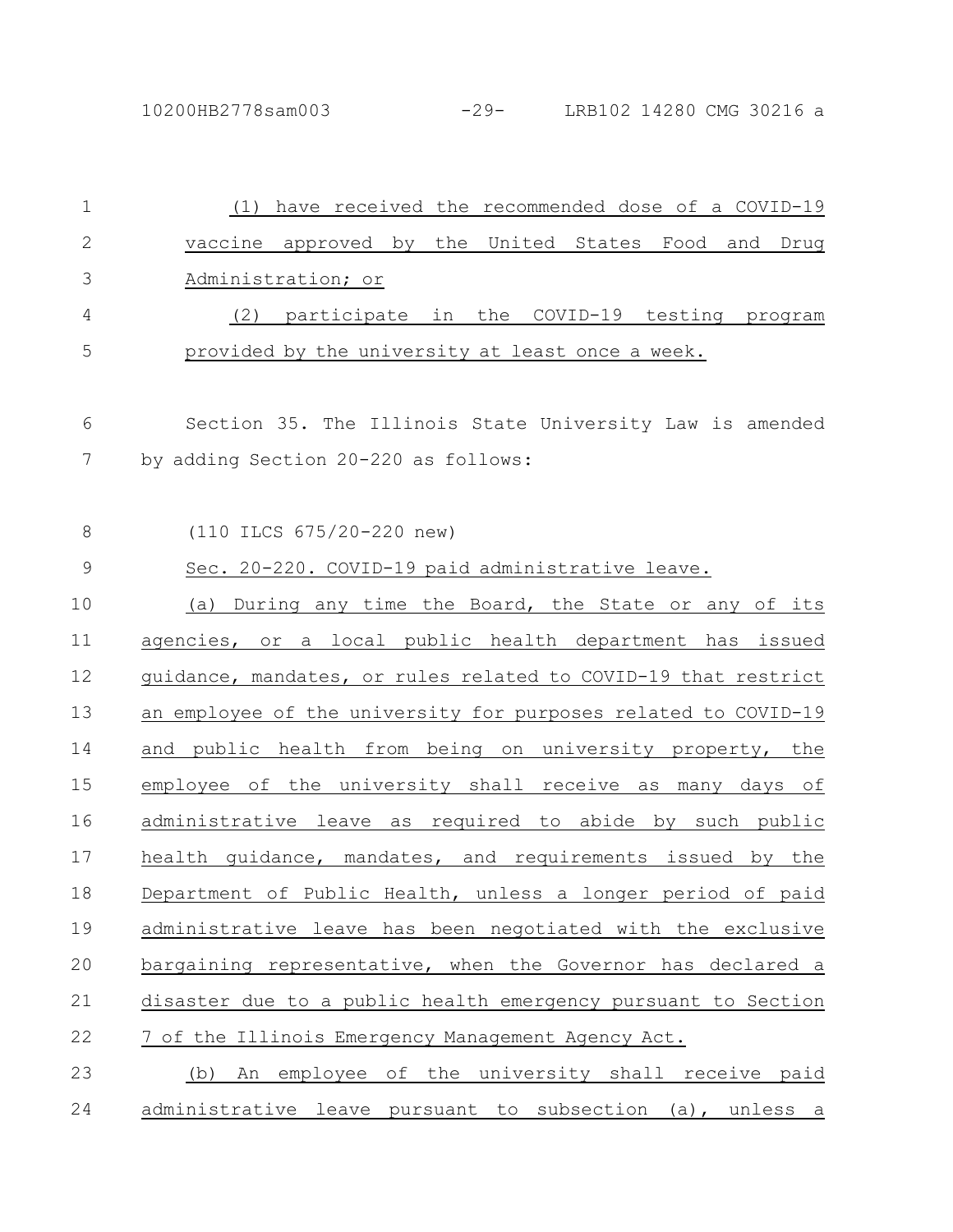(1) have received the recommended dose of a COVID-19 vaccine approved by the United States Food and Drug Administration; or

(2) participate in the COVID-19 testing program provided by the university at least once a week.

Section 35. The Illinois State University Law is amended by adding Section 20-220 as follows:

(110 ILCS 675/20-220 new)

Sec. 20-220. COVID-19 paid administrative leave.

(a) During any time the Board, the State or any of its agencies, or a local public health department has issued guidance, mandates, or rules related to COVID-19 that restrict an employee of the university for purposes related to COVID-19 and public health from being on university property, the employee of the university shall receive as many days of administrative leave as required to abide by such public health guidance, mandates, and requirements issued by the Department of Public Health, unless a longer period of paid administrative leave has been negotiated with the exclusive bargaining representative, when the Governor has declared a disaster due to a public health emergency pursuant to Section 7 of the Illinois Emergency Management Agency Act.

(b) An employee of the university shall receive paid administrative leave pursuant to subsection (a), unless a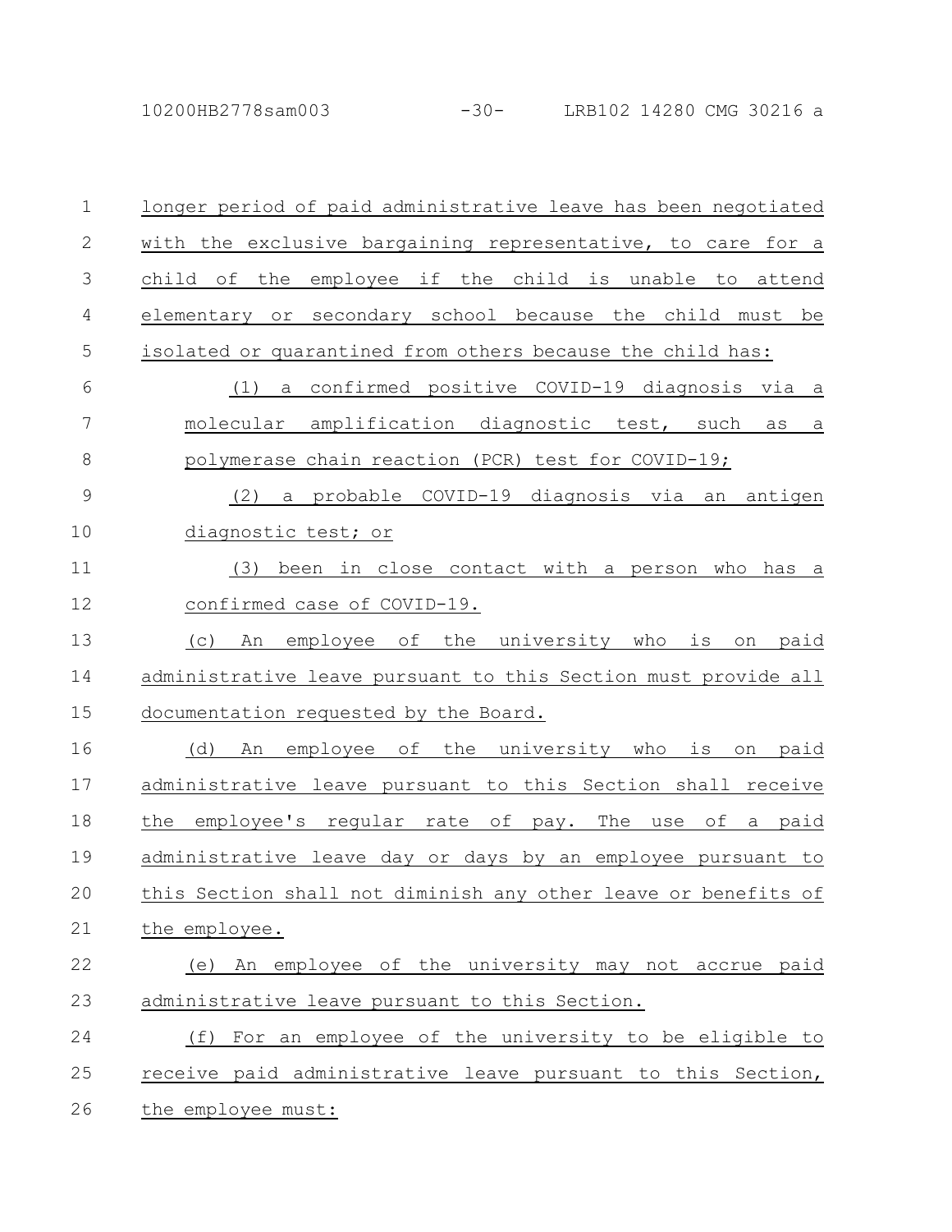longer period of paid administrative leave has been negotiated with the exclusive bargaining representative, to care for a child of the employee if the child is unable to attend elementary or secondary school because the child must be isolated or quarantined from others because the child has:

(1) a confirmed positive COVID-19 diagnosis via a molecular amplification diagnostic test, such as a polymerase chain reaction (PCR) test for COVID-19;

(2) a probable COVID-19 diagnosis via an antigen diagnostic test; or

(3) been in close contact with a person who has a confirmed case of COVID-19.

(c) An employee of the university who is on paid administrative leave pursuant to this Section must provide all documentation requested by the Board.

(d) An employee of the university who is on paid administrative leave pursuant to this Section shall receive the employee's regular rate of pay. The use of a paid administrative leave day or days by an employee pursuant to this Section shall not diminish any other leave or benefits of the employee.

(e) An employee of the university may not accrue paid administrative leave pursuant to this Section.

(f) For an employee of the university to be eligible to receive paid administrative leave pursuant to this Section, the employee must: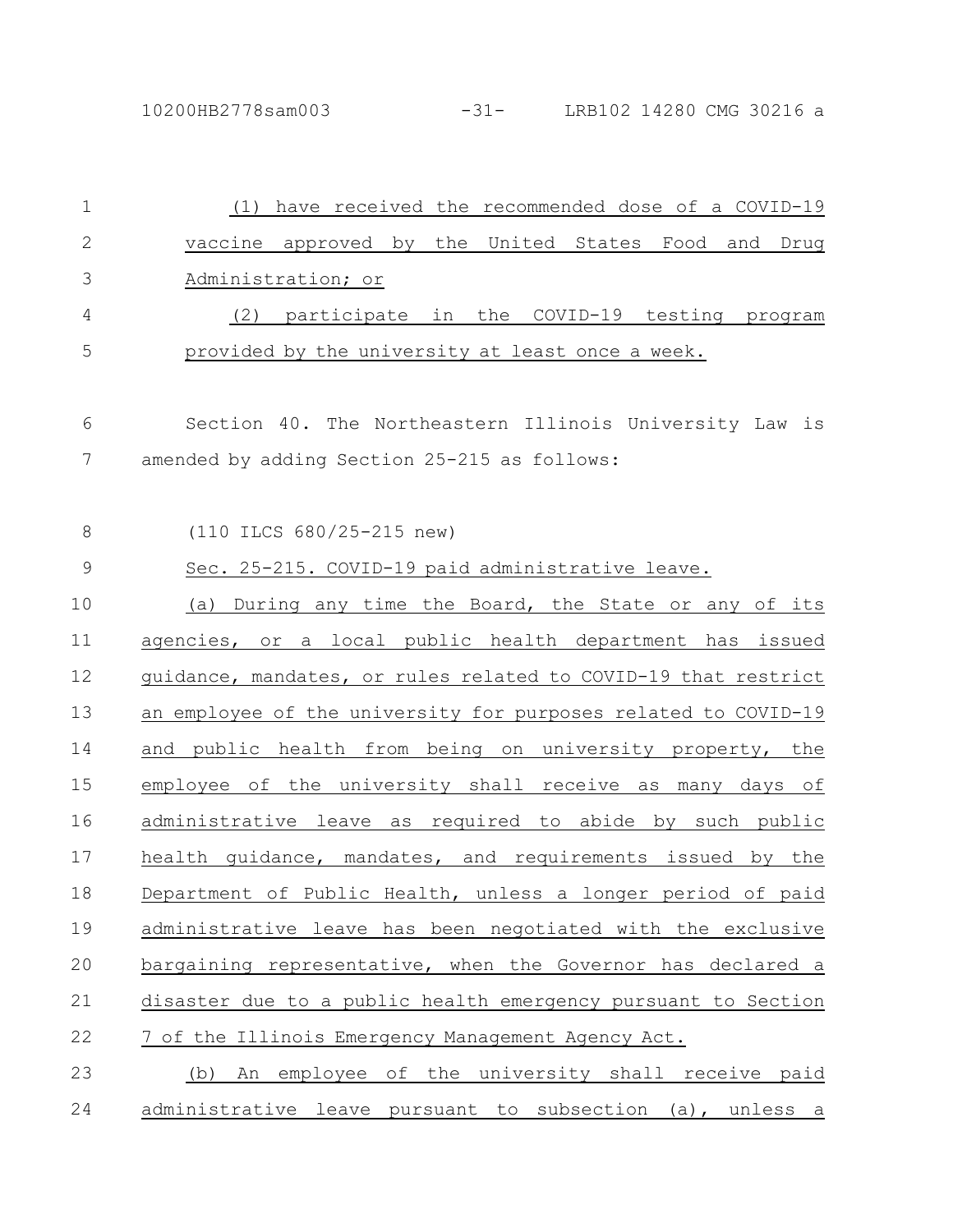(1) have received the recommended dose of a COVID-19 vaccine approved by the United States Food and Drug Administration; or

(2) participate in the COVID-19 testing program provided by the university at least once a week.

Section 40. The Northeastern Illinois University Law is amended by adding Section 25-215 as follows:

(110 ILCS 680/25-215 new)

Sec. 25-215. COVID-19 paid administrative leave.

(a) During any time the Board, the State or any of its agencies, or a local public health department has issued guidance, mandates, or rules related to COVID-19 that restrict an employee of the university for purposes related to COVID-19 and public health from being on university property, the employee of the university shall receive as many days of administrative leave as required to abide by such public health guidance, mandates, and requirements issued by the Department of Public Health, unless a longer period of paid administrative leave has been negotiated with the exclusive bargaining representative, when the Governor has declared a disaster due to a public health emergency pursuant to Section 7 of the Illinois Emergency Management Agency Act.

(b) An employee of the university shall receive paid administrative leave pursuant to subsection (a), unless a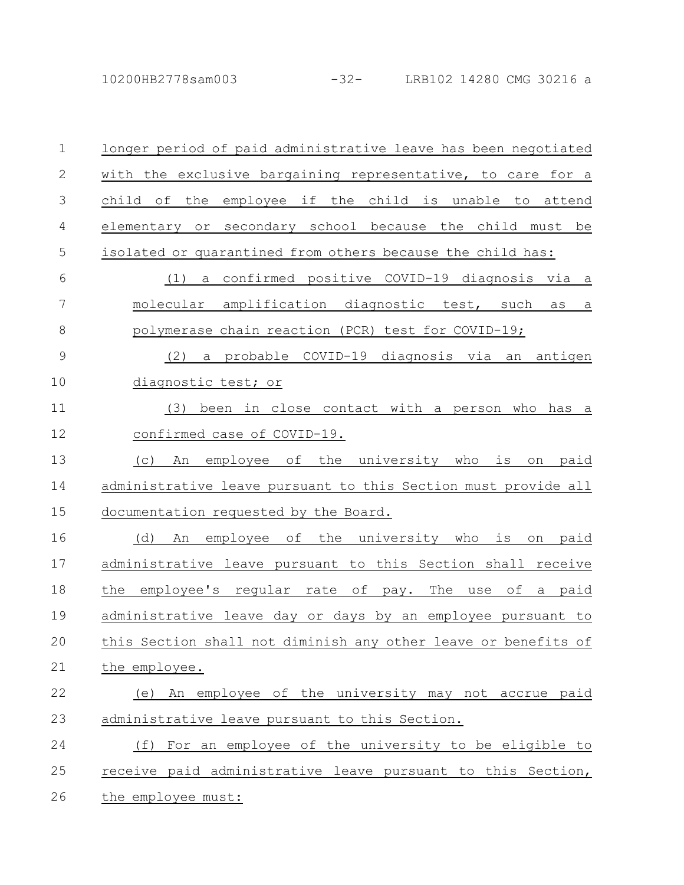longer period of paid administrative leave has been negotiated with the exclusive bargaining representative, to care for a child of the employee if the child is unable to attend elementary or secondary school because the child must be isolated or quarantined from others because the child has:

(1) a confirmed positive COVID-19 diagnosis via a molecular amplification diagnostic test, such as a polymerase chain reaction (PCR) test for COVID-19;

(2) a probable COVID-19 diagnosis via an antigen diagnostic test; or

(3) been in close contact with a person who has a confirmed case of COVID-19.

(c) An employee of the university who is on paid administrative leave pursuant to this Section must provide all documentation requested by the Board.

(d) An employee of the university who is on paid administrative leave pursuant to this Section shall receive the employee's regular rate of pay. The use of a paid administrative leave day or days by an employee pursuant to this Section shall not diminish any other leave or benefits of the employee.

(e) An employee of the university may not accrue paid administrative leave pursuant to this Section.

(f) For an employee of the university to be eligible to receive paid administrative leave pursuant to this Section, the employee must: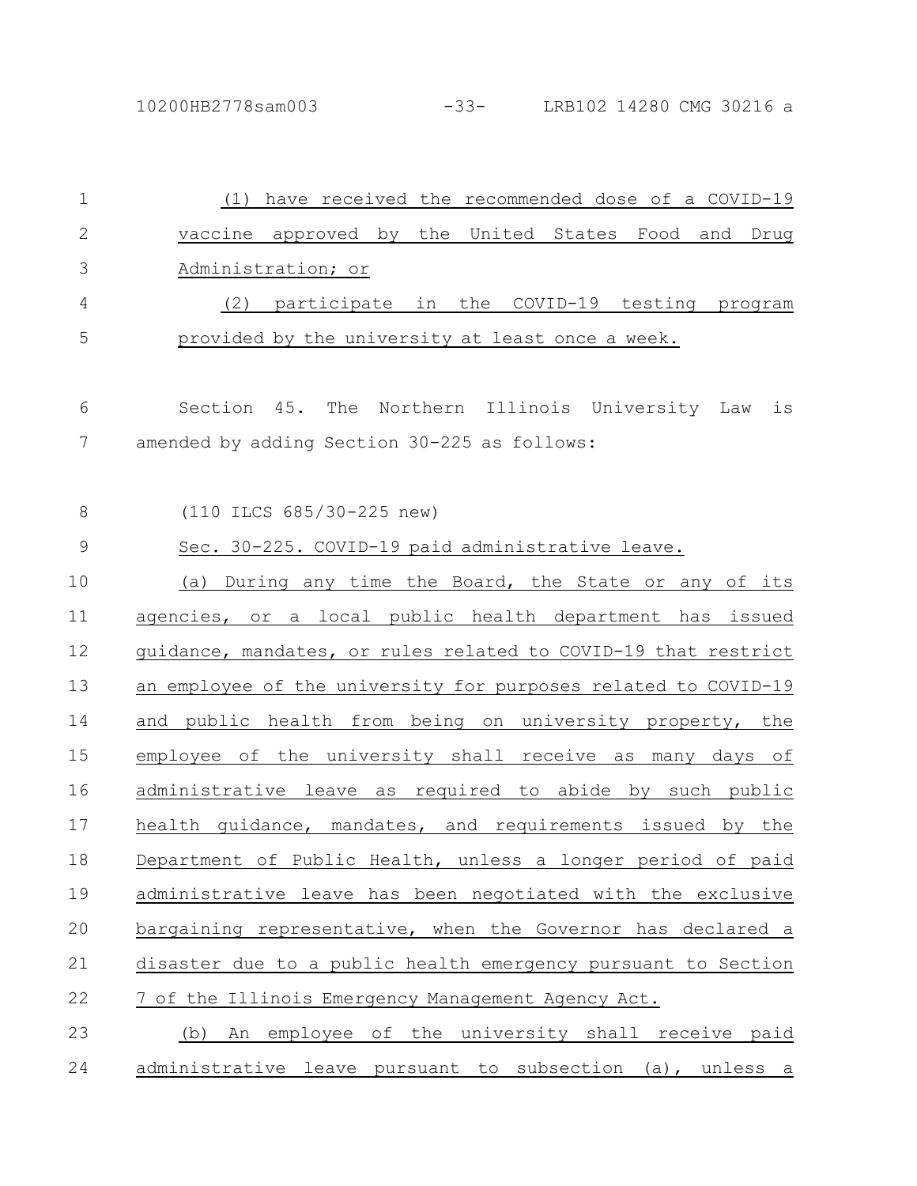(1) have received the recommended dose of a COVID-19 vaccine approved by the United States Food and Drug Administration; or

(2) participate in the COVID-19 testing program provided by the university at least once a week.

Section 45. The Northern Illinois University Law is amended by adding Section 30-225 as follows:

(110 ILCS 685/30-225 new)

Sec. 30-225. COVID-19 paid administrative leave.

(a) During any time the Board, the State or any of its agencies, or a local public health department has issued guidance, mandates, or rules related to COVID-19 that restrict an employee of the university for purposes related to COVID-19 and public health from being on university property, the employee of the university shall receive as many days of administrative leave as required to abide by such public health guidance, mandates, and requirements issued by the Department of Public Health, unless a longer period of paid administrative leave has been negotiated with the exclusive bargaining representative, when the Governor has declared a disaster due to a public health emergency pursuant to Section 7 of the Illinois Emergency Management Agency Act.

(b) An employee of the university shall receive paid administrative leave pursuant to subsection (a), unless a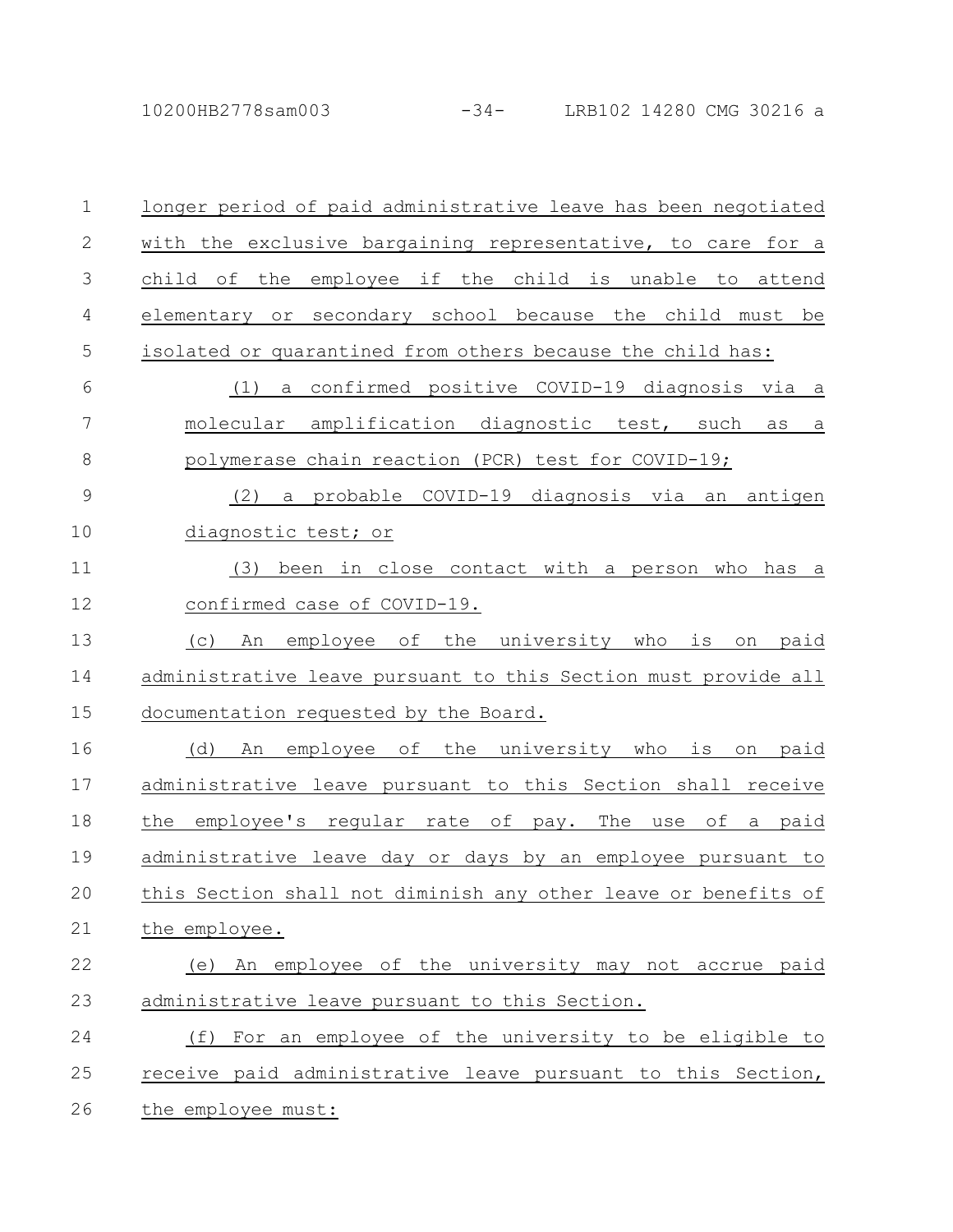longer period of paid administrative leave has been negotiated with the exclusive bargaining representative, to care for a child of the employee if the child is unable to attend elementary or secondary school because the child must be isolated or quarantined from others because the child has:

(1) a confirmed positive COVID-19 diagnosis via a molecular amplification diagnostic test, such as a polymerase chain reaction (PCR) test for COVID-19;

(2) a probable COVID-19 diagnosis via an antigen diagnostic test; or

(3) been in close contact with a person who has a confirmed case of COVID-19.

(c) An employee of the university who is on paid administrative leave pursuant to this Section must provide all documentation requested by the Board.

(d) An employee of the university who is on paid administrative leave pursuant to this Section shall receive the employee's regular rate of pay. The use of a paid administrative leave day or days by an employee pursuant to this Section shall not diminish any other leave or benefits of the employee.

(e) An employee of the university may not accrue paid administrative leave pursuant to this Section.

(f) For an employee of the university to be eligible to receive paid administrative leave pursuant to this Section, the employee must: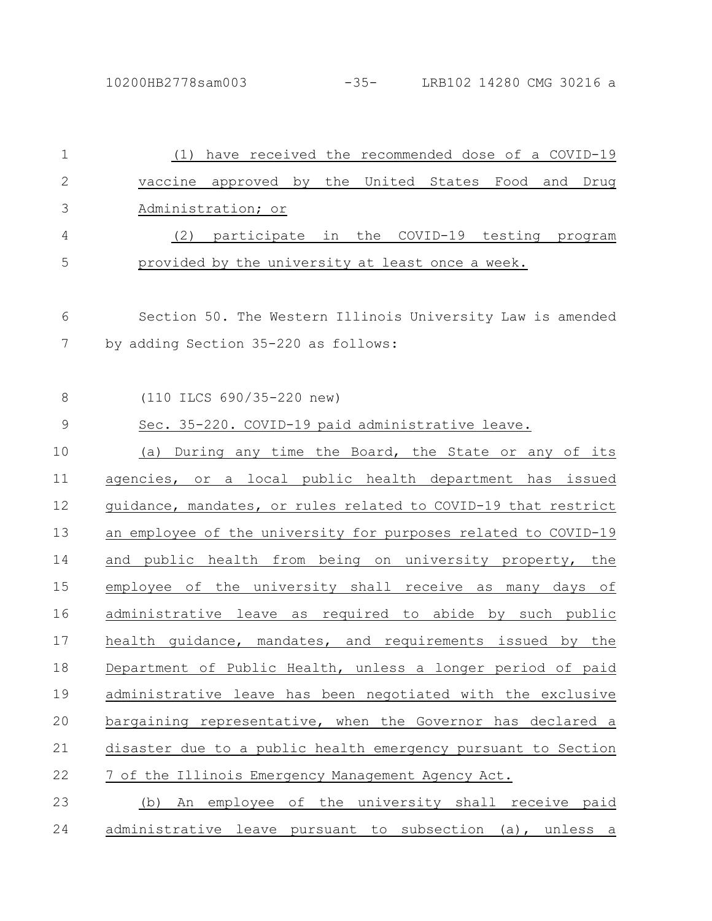(1) have received the recommended dose of a COVID-19 vaccine approved by the United States Food and Drug Administration; or

(2) participate in the COVID-19 testing program provided by the university at least once a week.

Section 50. The Western Illinois University Law is amended by adding Section 35-220 as follows:

(110 ILCS 690/35-220 new)

Sec. 35-220. COVID-19 paid administrative leave.

(a) During any time the Board, the State or any of its agencies, or a local public health department has issued guidance, mandates, or rules related to COVID-19 that restrict an employee of the university for purposes related to COVID-19 and public health from being on university property, the employee of the university shall receive as many days of administrative leave as required to abide by such public health guidance, mandates, and requirements issued by the Department of Public Health, unless a longer period of paid administrative leave has been negotiated with the exclusive bargaining representative, when the Governor has declared a disaster due to a public health emergency pursuant to Section 7 of the Illinois Emergency Management Agency Act.

(b) An employee of the university shall receive paid administrative leave pursuant to subsection (a), unless a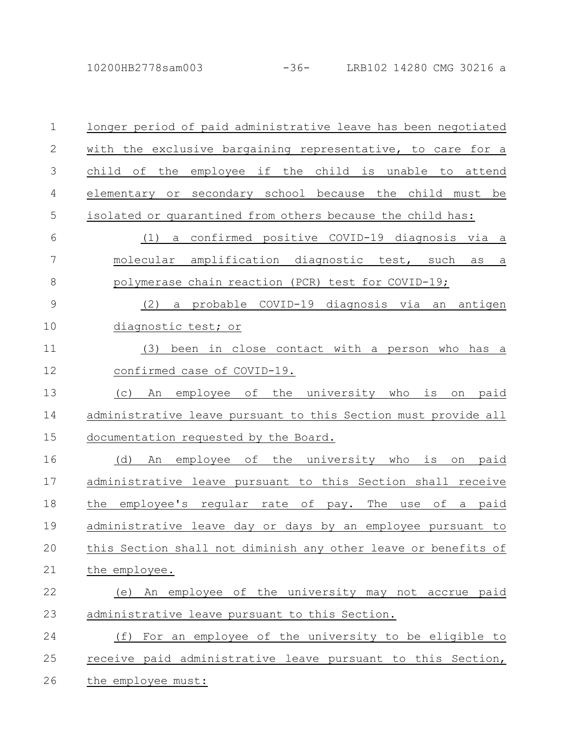longer period of paid administrative leave has been negotiated with the exclusive bargaining representative, to care for a child of the employee if the child is unable to attend elementary or secondary school because the child must be isolated or quarantined from others because the child has:

(1) a confirmed positive COVID-19 diagnosis via a molecular amplification diagnostic test, such as a polymerase chain reaction (PCR) test for COVID-19;

(2) a probable COVID-19 diagnosis via an antigen diagnostic test; or

(3) been in close contact with a person who has a confirmed case of COVID-19.

(c) An employee of the university who is on paid administrative leave pursuant to this Section must provide all documentation requested by the Board.

(d) An employee of the university who is on paid administrative leave pursuant to this Section shall receive the employee's regular rate of pay. The use of a paid administrative leave day or days by an employee pursuant to this Section shall not diminish any other leave or benefits of the employee.

(e) An employee of the university may not accrue paid administrative leave pursuant to this Section.

(f) For an employee of the university to be eligible to receive paid administrative leave pursuant to this Section, the employee must: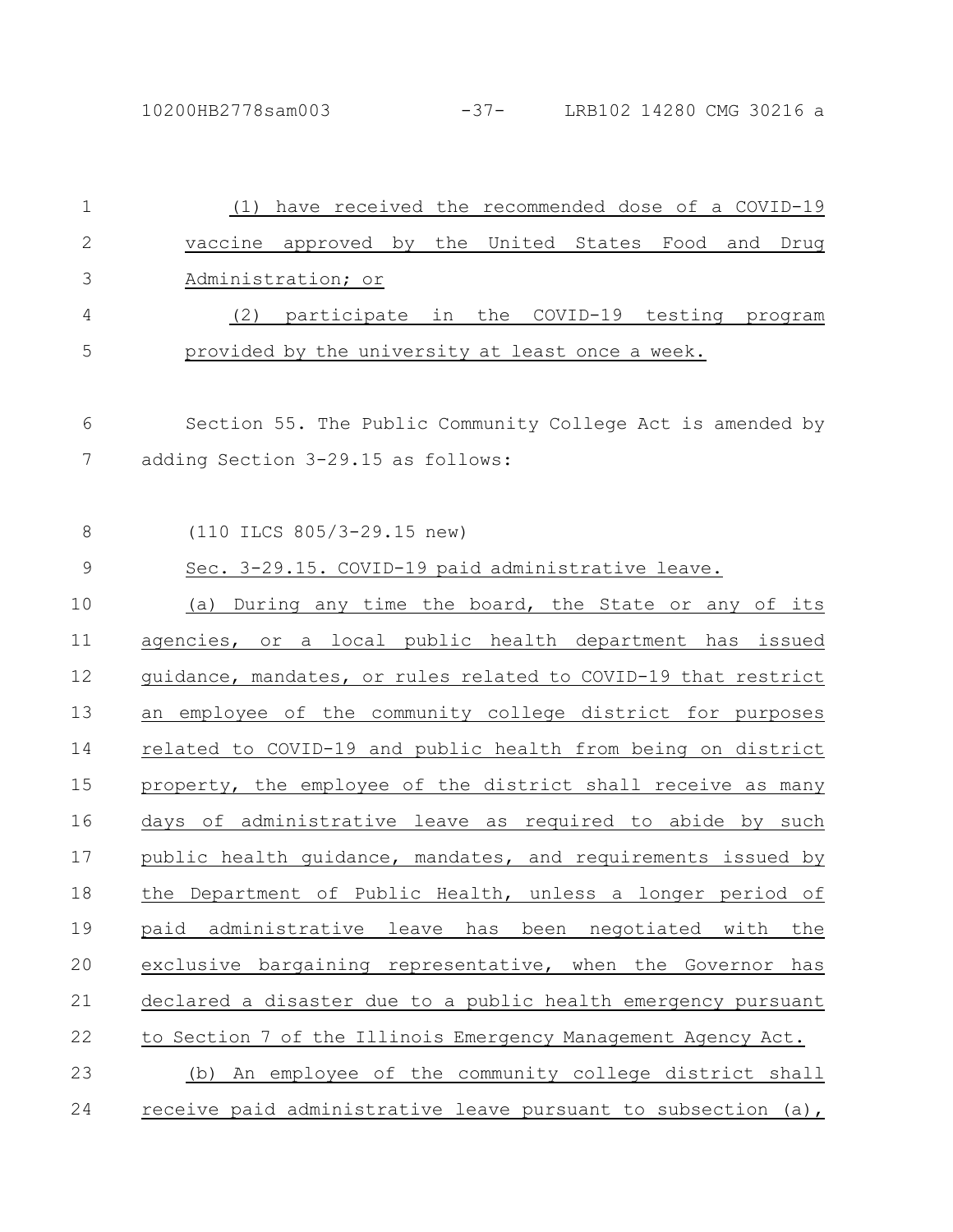(1) have received the recommended dose of a COVID-19 vaccine approved by the United States Food and Drug Administration; or

(2) participate in the COVID-19 testing program provided by the university at least once a week.

Section 55. The Public Community College Act is amended by adding Section 3-29.15 as follows:

(110 ILCS 805/3-29.15 new)

Sec. 3-29.15. COVID-19 paid administrative leave.

(a) During any time the board, the State or any of its agencies, or a local public health department has issued guidance, mandates, or rules related to COVID-19 that restrict an employee of the community college district for purposes related to COVID-19 and public health from being on district property, the employee of the district shall receive as many days of administrative leave as required to abide by such public health guidance, mandates, and requirements issued by the Department of Public Health, unless a longer period of paid administrative leave has been negotiated with the exclusive bargaining representative, when the Governor has declared a disaster due to a public health emergency pursuant to Section 7 of the Illinois Emergency Management Agency Act.

(b) An employee of the community college district shall receive paid administrative leave pursuant to subsection (a),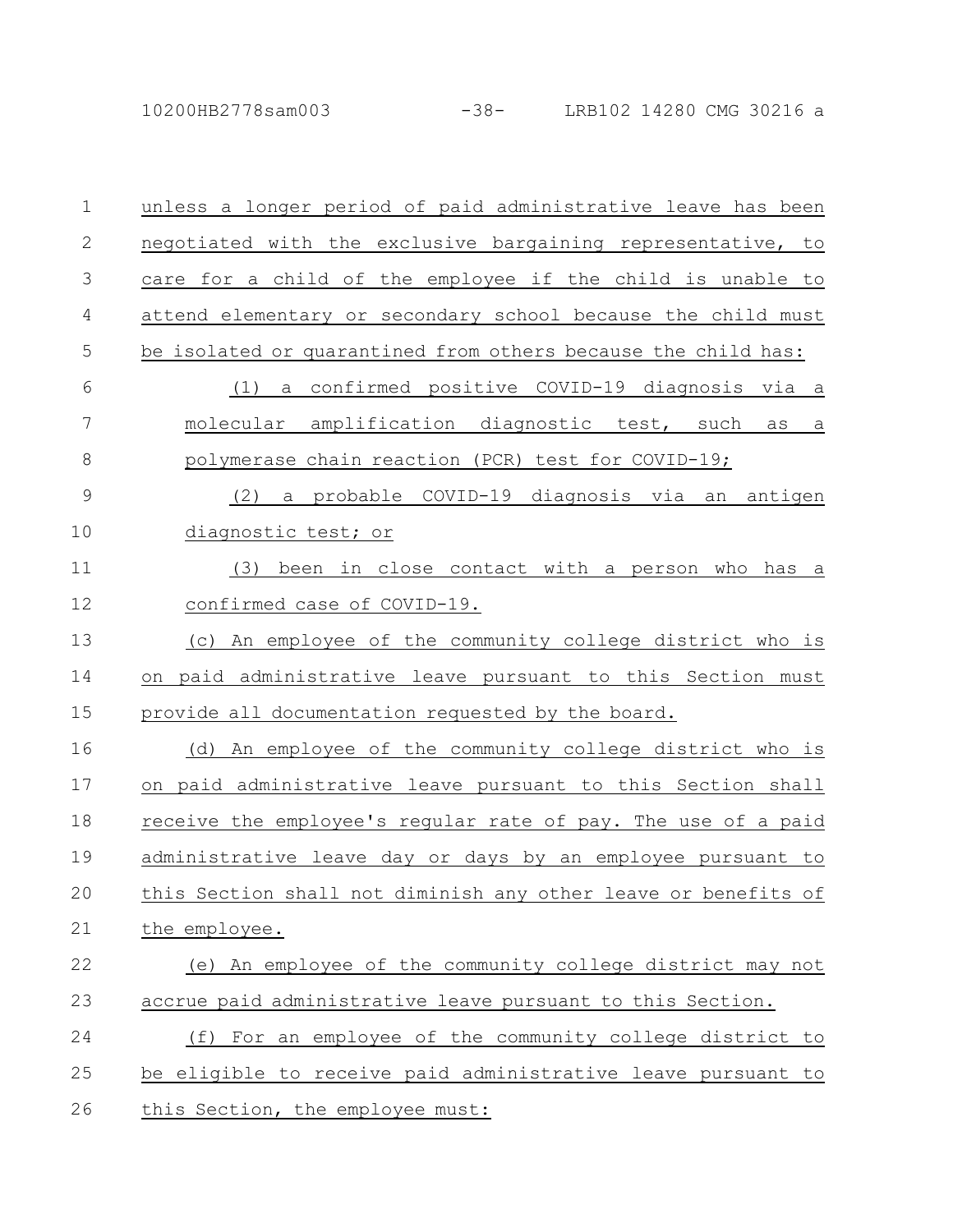unless a longer period of paid administrative leave has been negotiated with the exclusive bargaining representative, to care for a child of the employee if the child is unable to attend elementary or secondary school because the child must be isolated or quarantined from others because the child has:

(1) a confirmed positive COVID-19 diagnosis via a molecular amplification diagnostic test, such as a polymerase chain reaction (PCR) test for COVID-19;

(2) a probable COVID-19 diagnosis via an antigen diagnostic test; or

(3) been in close contact with a person who has a confirmed case of COVID-19.

(c) An employee of the community college district who is on paid administrative leave pursuant to this Section must provide all documentation requested by the board.

(d) An employee of the community college district who is on paid administrative leave pursuant to this Section shall receive the employee's regular rate of pay. The use of a paid administrative leave day or days by an employee pursuant to this Section shall not diminish any other leave or benefits of the employee.

(e) An employee of the community college district may not accrue paid administrative leave pursuant to this Section.

(f) For an employee of the community college district to be eligible to receive paid administrative leave pursuant to this Section, the employee must: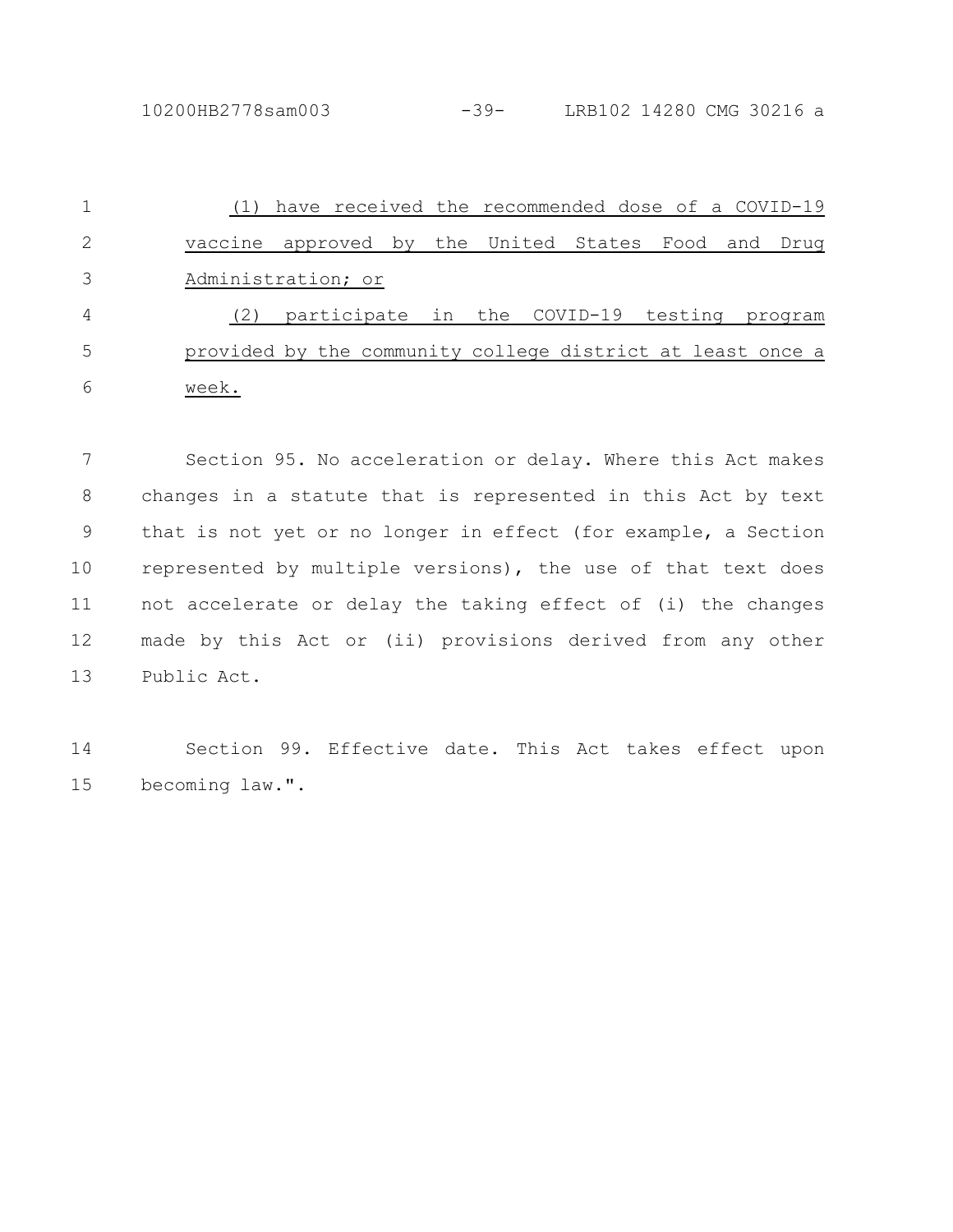(1) have received the recommended dose of a COVID-19 vaccine approved by the United States Food and Drug Administration; or

(2) participate in the COVID-19 testing program provided by the community college district at least once a week.

Section 95. No acceleration or delay. Where this Act makes changes in a statute that is represented in this Act by text that is not yet or no longer in effect (for example, a Section represented by multiple versions), the use of that text does not accelerate or delay the taking effect of (i) the changes made by this Act or (ii) provisions derived from any other Public Act.

Section 99. Effective date. This Act takes effect upon becoming law.".